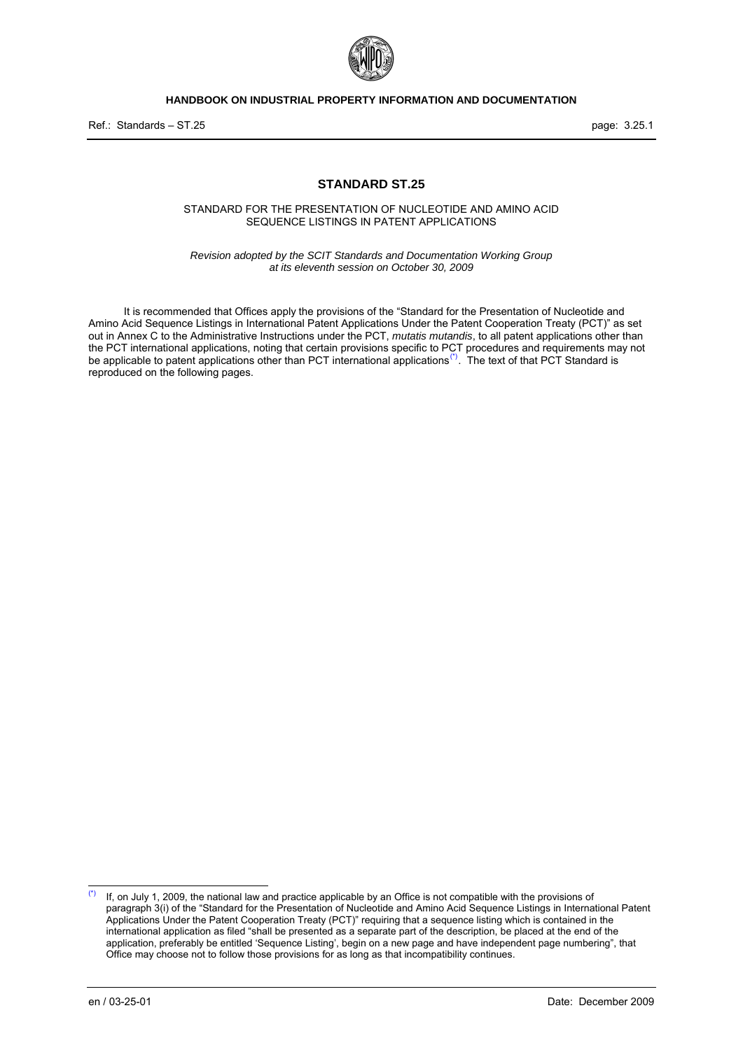# STANDARD ST.25

STANDARD FOR THE PRESENTATION OF NUCLEOTIDE AND AMINO ACID SEQUENCE LISTINGS IN PATENT APPLICATIONS

*Revision adopted by the SCIT Standards and Documentation Working Group at its eleventh session on October 30, 2009*

It is recommended that Offices apply the provisions of the "Standard for the Presentation of Nucleotide and Amino Acid Sequence Listings in International Patent Applications Under the Patent Cooperation Treaty (PCT)" as set out in Annex C to the Administrative Instructions under the PCT, *mutatis mutandis*, to all patent applications other than the PCT international applications, noting that certain provisions specific to PCT procedures and requirements may not be applicable to patent applications other than PCT international applications[*]. The text of that PCT Standard is reproduced on the following pages.

[*] If, on July 1, 2009, the national law and practice applicable by an Office is not compatible with the provisions of paragraph 3(i) of the "Standard for the Presentation of Nucleotide and Amino Acid Sequence Listings in International Patent Applications Under the Patent Cooperation Treaty (PCT)" requiring that a sequence listing which is contained in the international application as filed "shall be presented as a separate part of the description, be placed at the end of the application, preferably be entitled 'Sequence Listing', begin on a new page and have independent page numbering", that Office may choose not to follow those provisions for as long as that incompatibility continues.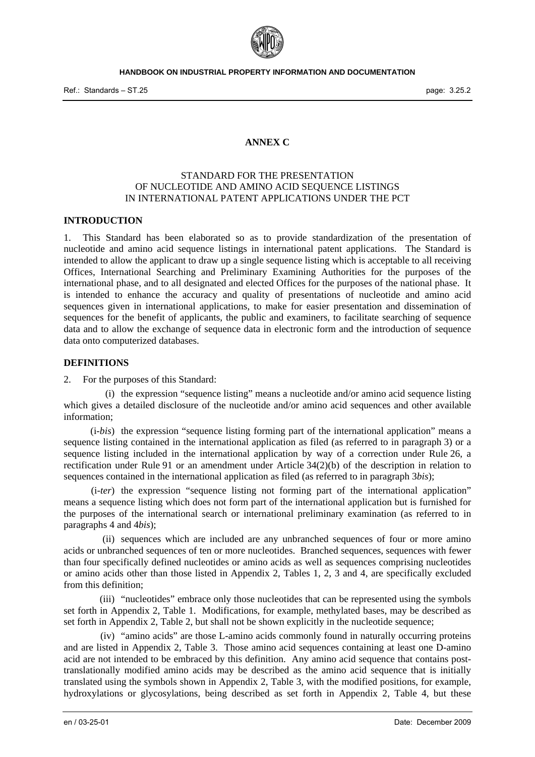## ANNEX C

STANDARD FOR THE PRESENTATION
OF NUCLEOTIDE AND AMINO ACID SEQUENCE LISTINGS
IN INTERNATIONAL PATENT APPLICATIONS UNDER THE PCT

### INTRODUCTION

1. This Standard has been elaborated so as to provide standardization of the presentation of nucleotide and amino acid sequence listings in international patent applications. The Standard is intended to allow the applicant to draw up a single sequence listing which is acceptable to all receiving Offices, International Searching and Preliminary Examining Authorities for the purposes of the international phase, and to all designated and elected Offices for the purposes of the national phase. It is intended to enhance the accuracy and quality of presentations of nucleotide and amino acid sequences given in international applications, to make for easier presentation and dissemination of sequences for the benefit of applicants, the public and examiners, to facilitate searching of sequence data and to allow the exchange of sequence data in electronic form and the introduction of sequence data onto computerized databases.

### DEFINITIONS

2. For the purposes of this Standard:

(i) the expression “sequence listing” means a nucleotide and/or amino acid sequence listing which gives a detailed disclosure of the nucleotide and/or amino acid sequences and other available information;

(i-*bis*) the expression “sequence listing forming part of the international application” means a sequence listing contained in the international application as filed (as referred to in paragraph 3) or a sequence listing included in the international application by way of a correction under Rule 26, a rectification under Rule 91 or an amendment under Article 34(2)(b) of the description in relation to sequences contained in the international application as filed (as referred to in paragraph 3*bis*);

(i-*ter*) the expression “sequence listing not forming part of the international application” means a sequence listing which does not form part of the international application but is furnished for the purposes of the international search or international preliminary examination (as referred to in paragraphs 4 and 4*bis*);

(ii) sequences which are included are any unbranched sequences of four or more amino acids or unbranched sequences of ten or more nucleotides. Branched sequences, sequences with fewer than four specifically defined nucleotides or amino acids as well as sequences comprising nucleotides or amino acids other than those listed in Appendix 2, Tables 1, 2, 3 and 4, are specifically excluded from this definition;

(iii) “nucleotides” embrace only those nucleotides that can be represented using the symbols set forth in Appendix 2, Table 1. Modifications, for example, methylated bases, may be described as set forth in Appendix 2, Table 2, but shall not be shown explicitly in the nucleotide sequence;

(iv) “amino acids” are those L-amino acids commonly found in naturally occurring proteins and are listed in Appendix 2, Table 3. Those amino acid sequences containing at least one D-amino acid are not intended to be embraced by this definition. Any amino acid sequence that contains post-translationally modified amino acids may be described as the amino acid sequence that is initially translated using the symbols shown in Appendix 2, Table 3, with the modified positions, for example, hydroxylations or glycosylations, being described as set forth in Appendix 2, Table 4, but these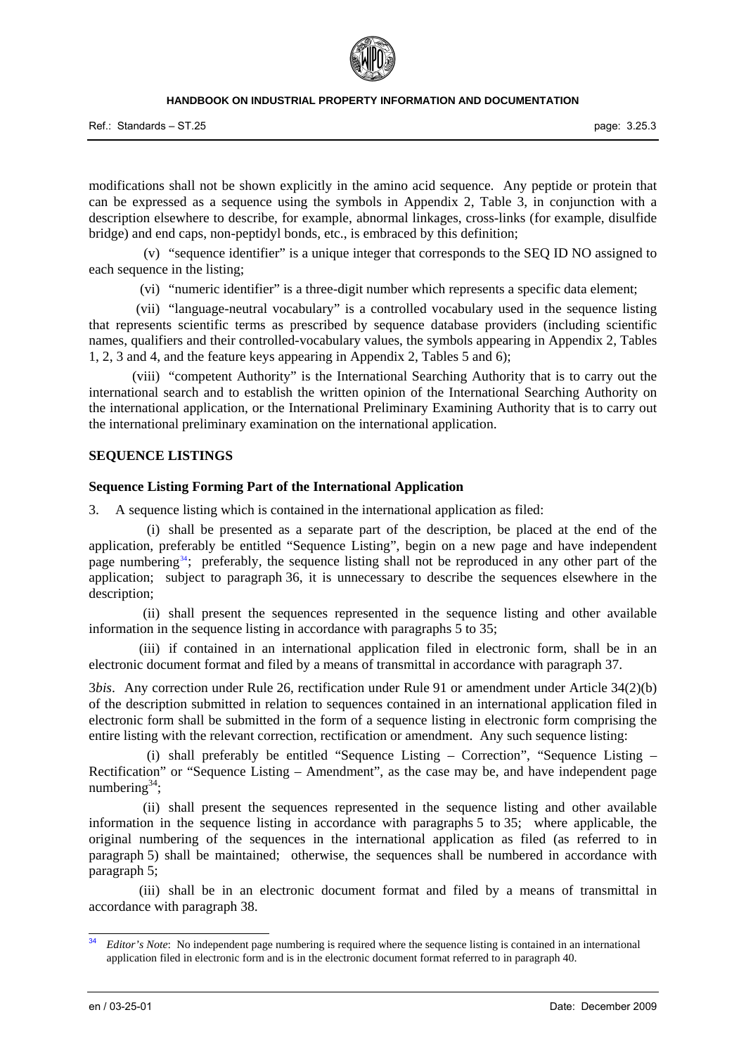modifications shall not be shown explicitly in the amino acid sequence. Any peptide or protein that can be expressed as a sequence using the symbols in Appendix 2, Table 3, in conjunction with a description elsewhere to describe, for example, abnormal linkages, cross-links (for example, disulfide bridge) and end caps, non-peptidyl bonds, etc., is embraced by this definition;

(v) "sequence identifier" is a unique integer that corresponds to the SEQ ID NO assigned to each sequence in the listing;

(vi) "numeric identifier" is a three-digit number which represents a specific data element;

(vii) "language-neutral vocabulary" is a controlled vocabulary used in the sequence listing that represents scientific terms as prescribed by sequence database providers (including scientific names, qualifiers and their controlled-vocabulary values, the symbols appearing in Appendix 2, Tables 1, 2, 3 and 4, and the feature keys appearing in Appendix 2, Tables 5 and 6);

(viii) "competent Authority" is the International Searching Authority that is to carry out the international search and to establish the written opinion of the International Searching Authority on the international application, or the International Preliminary Examining Authority that is to carry out the international preliminary examination on the international application.

## SEQUENCE LISTINGS

### Sequence Listing Forming Part of the International Application

3. A sequence listing which is contained in the international application as filed:

(i) shall be presented as a separate part of the description, be placed at the end of the application, preferably be entitled "Sequence Listing", begin on a new page and have independent page numbering[34]; preferably, the sequence listing shall not be reproduced in any other part of the application; subject to paragraph 36, it is unnecessary to describe the sequences elsewhere in the description;

(ii) shall present the sequences represented in the sequence listing and other available information in the sequence listing in accordance with paragraphs 5 to 35;

(iii) if contained in an international application filed in electronic form, shall be in an electronic document format and filed by a means of transmittal in accordance with paragraph 37.

3*bis*. Any correction under Rule 26, rectification under Rule 91 or amendment under Article 34(2)(b) of the description submitted in relation to sequences contained in an international application filed in electronic form shall be submitted in the form of a sequence listing in electronic form comprising the entire listing with the relevant correction, rectification or amendment. Any such sequence listing:

(i) shall preferably be entitled "Sequence Listing – Correction", "Sequence Listing – Rectification" or "Sequence Listing – Amendment", as the case may be, and have independent page numbering[34];

(ii) shall present the sequences represented in the sequence listing and other available information in the sequence listing in accordance with paragraphs 5 to 35; where applicable, the original numbering of the sequences in the international application as filed (as referred to in paragraph 5) shall be maintained; otherwise, the sequences shall be numbered in accordance with paragraph 5;

(iii) shall be in an electronic document format and filed by a means of transmittal in accordance with paragraph 38.

---

[34] *Editor's Note*: No independent page numbering is required where the sequence listing is contained in an international application filed in electronic form and is in the electronic document format referred to in paragraph 40.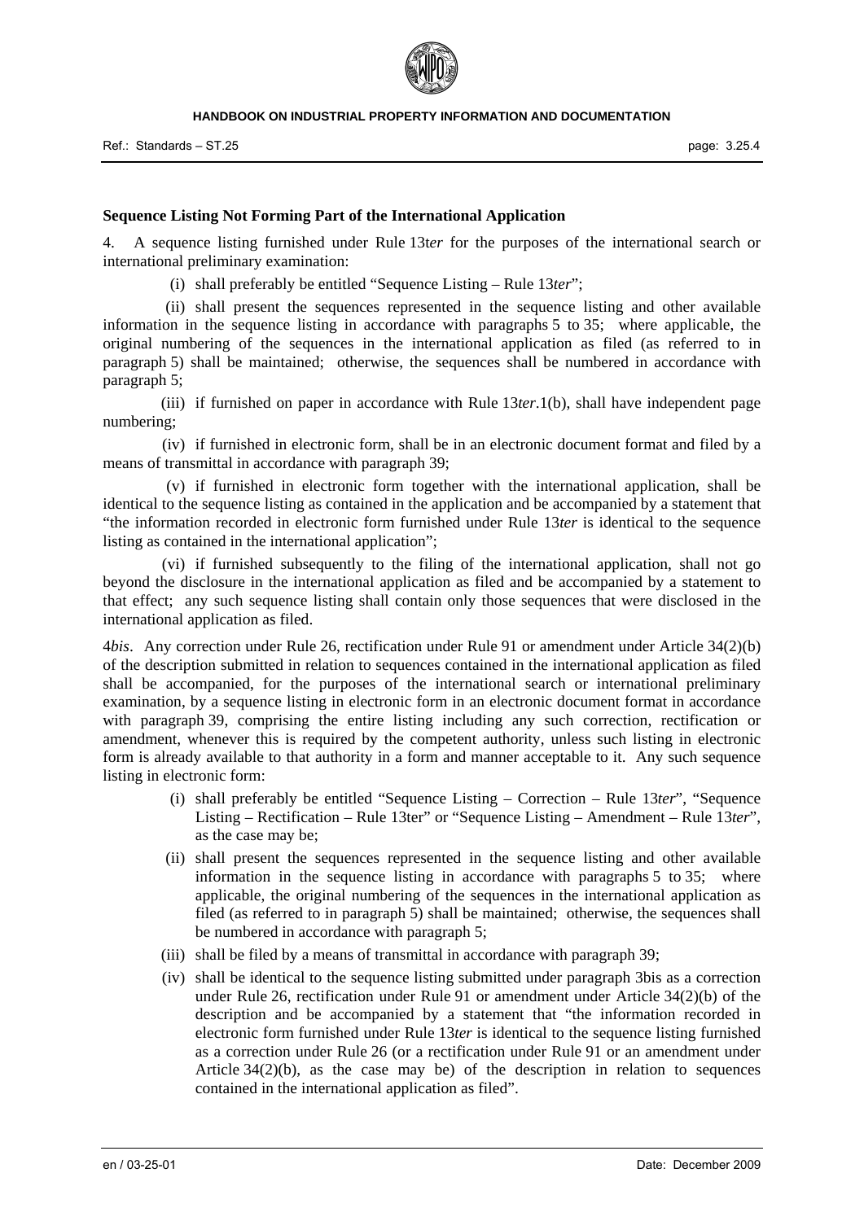### Sequence Listing Not Forming Part of the International Application

4. A sequence listing furnished under Rule 13*ter* for the purposes of the international search or international preliminary examination:

(i) shall preferably be entitled "Sequence Listing – Rule 13*ter*";

(ii) shall present the sequences represented in the sequence listing and other available information in the sequence listing in accordance with paragraphs 5 to 35; where applicable, the original numbering of the sequences in the international application as filed (as referred to in paragraph 5) shall be maintained; otherwise, the sequences shall be numbered in accordance with paragraph 5;

(iii) if furnished on paper in accordance with Rule 13*ter*.1(b), shall have independent page numbering;

(iv) if furnished in electronic form, shall be in an electronic document format and filed by a means of transmittal in accordance with paragraph 39;

(v) if furnished in electronic form together with the international application, shall be identical to the sequence listing as contained in the application and be accompanied by a statement that "the information recorded in electronic form furnished under Rule 13*ter* is identical to the sequence listing as contained in the international application";

(vi) if furnished subsequently to the filing of the international application, shall not go beyond the disclosure in the international application as filed and be accompanied by a statement to that effect; any such sequence listing shall contain only those sequences that were disclosed in the international application as filed.

4*bis*. Any correction under Rule 26, rectification under Rule 91 or amendment under Article 34(2)(b) of the description submitted in relation to sequences contained in the international application as filed shall be accompanied, for the purposes of the international search or international preliminary examination, by a sequence listing in electronic form in an electronic document format in accordance with paragraph 39, comprising the entire listing including any such correction, rectification or amendment, whenever this is required by the competent authority, unless such listing in electronic form is already available to that authority in a form and manner acceptable to it. Any such sequence listing in electronic form:

(i) shall preferably be entitled "Sequence Listing – Correction – Rule 13*ter*", "Sequence Listing – Rectification – Rule 13ter" or "Sequence Listing – Amendment – Rule 13*ter*", as the case may be;

(ii) shall present the sequences represented in the sequence listing and other available information in the sequence listing in accordance with paragraphs 5 to 35; where applicable, the original numbering of the sequences in the international application as filed (as referred to in paragraph 5) shall be maintained; otherwise, the sequences shall be numbered in accordance with paragraph 5;

(iii) shall be filed by a means of transmittal in accordance with paragraph 39;

(iv) shall be identical to the sequence listing submitted under paragraph 3bis as a correction under Rule 26, rectification under Rule 91 or amendment under Article 34(2)(b) of the description and be accompanied by a statement that "the information recorded in electronic form furnished under Rule 13*ter* is identical to the sequence listing furnished as a correction under Rule 26 (or a rectification under Rule 91 or an amendment under Article 34(2)(b), as the case may be) of the description in relation to sequences contained in the international application as filed".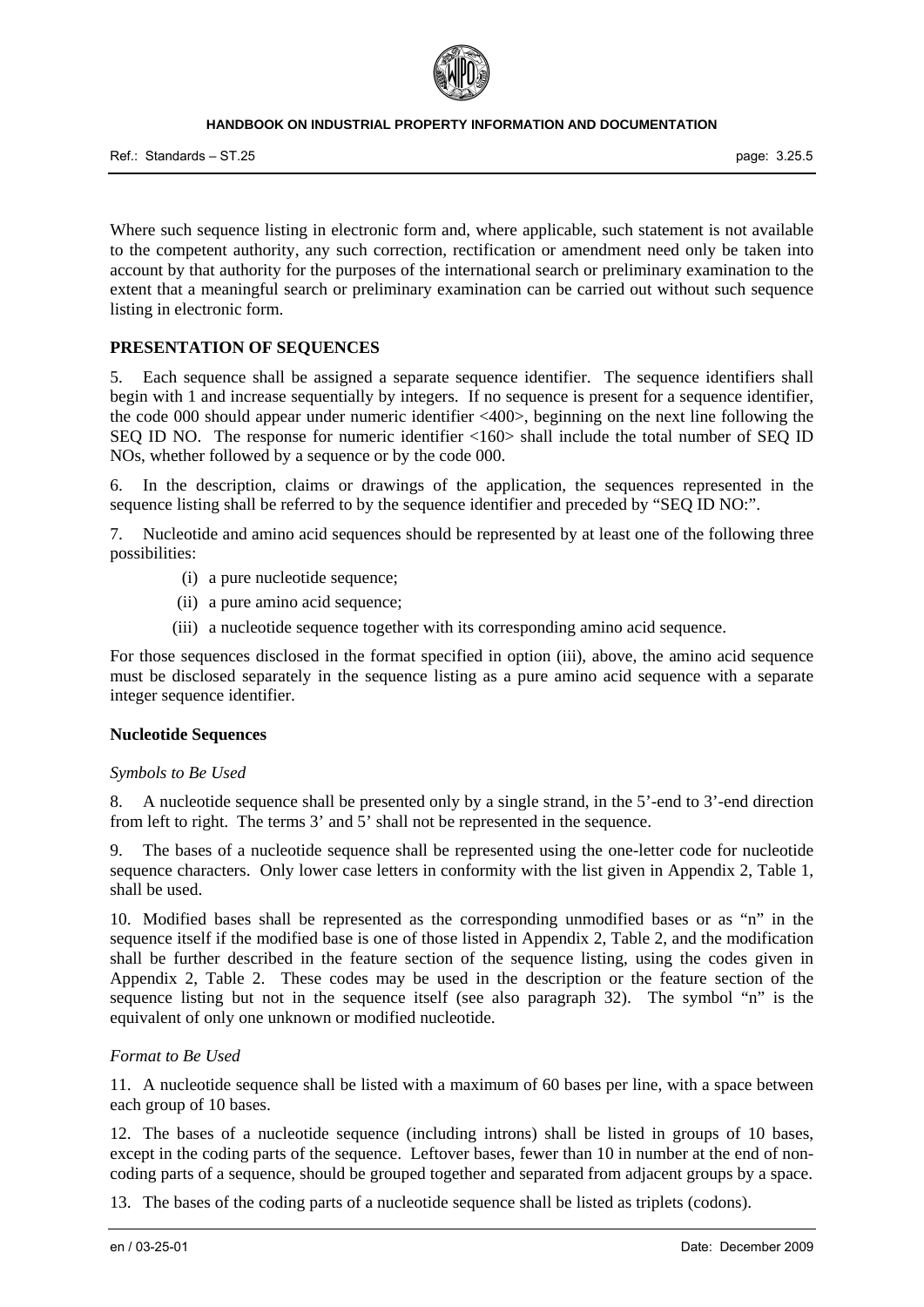Where such sequence listing in electronic form and, where applicable, such statement is not available to the competent authority, any such correction, rectification or amendment need only be taken into account by that authority for the purposes of the international search or preliminary examination to the extent that a meaningful search or preliminary examination can be carried out without such sequence listing in electronic form.

## PRESENTATION OF SEQUENCES

5. Each sequence shall be assigned a separate sequence identifier. The sequence identifiers shall begin with 1 and increase sequentially by integers. If no sequence is present for a sequence identifier, the code 000 should appear under numeric identifier <400>, beginning on the next line following the SEQ ID NO. The response for numeric identifier <160> shall include the total number of SEQ ID NOs, whether followed by a sequence or by the code 000.

6. In the description, claims or drawings of the application, the sequences represented in the sequence listing shall be referred to by the sequence identifier and preceded by "SEQ ID NO:".

7. Nucleotide and amino acid sequences should be represented by at least one of the following three possibilities:

   (i) a pure nucleotide sequence;

   (ii) a pure amino acid sequence;

   (iii) a nucleotide sequence together with its corresponding amino acid sequence.

For those sequences disclosed in the format specified in option (iii), above, the amino acid sequence must be disclosed separately in the sequence listing as a pure amino acid sequence with a separate integer sequence identifier.

### Nucleotide Sequences

*Symbols to Be Used*

8. A nucleotide sequence shall be presented only by a single strand, in the 5'-end to 3'-end direction from left to right. The terms 3' and 5' shall not be represented in the sequence.

9. The bases of a nucleotide sequence shall be represented using the one-letter code for nucleotide sequence characters. Only lower case letters in conformity with the list given in Appendix 2, Table 1, shall be used.

10. Modified bases shall be represented as the corresponding unmodified bases or as "n" in the sequence itself if the modified base is one of those listed in Appendix 2, Table 2, and the modification shall be further described in the feature section of the sequence listing, using the codes given in Appendix 2, Table 2. These codes may be used in the description or the feature section of the sequence listing but not in the sequence itself (see also paragraph 32). The symbol "n" is the equivalent of only one unknown or modified nucleotide.

*Format to Be Used*

11. A nucleotide sequence shall be listed with a maximum of 60 bases per line, with a space between each group of 10 bases.

12. The bases of a nucleotide sequence (including introns) shall be listed in groups of 10 bases, except in the coding parts of the sequence. Leftover bases, fewer than 10 in number at the end of non-coding parts of a sequence, should be grouped together and separated from adjacent groups by a space.

13. The bases of the coding parts of a nucleotide sequence shall be listed as triplets (codons).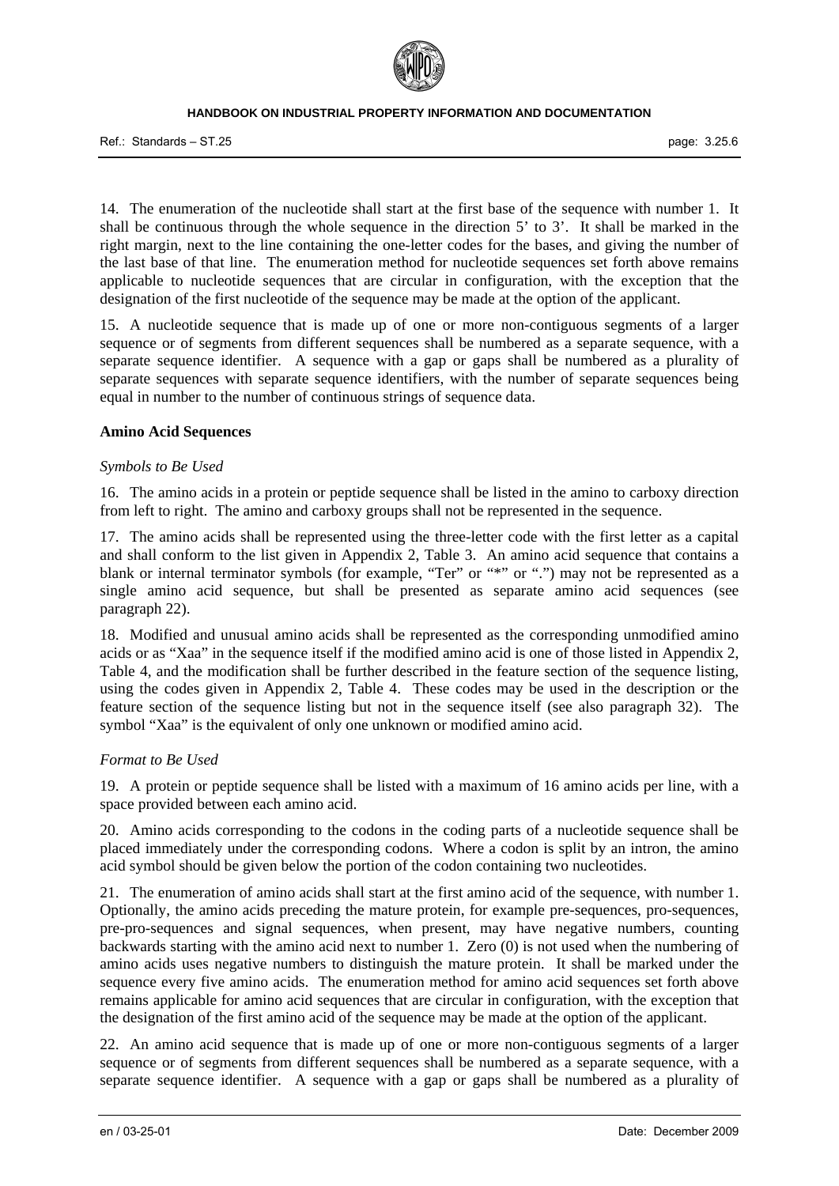14. The enumeration of the nucleotide shall start at the first base of the sequence with number 1. It shall be continuous through the whole sequence in the direction 5' to 3'. It shall be marked in the right margin, next to the line containing the one-letter codes for the bases, and giving the number of the last base of that line. The enumeration method for nucleotide sequences set forth above remains applicable to nucleotide sequences that are circular in configuration, with the exception that the designation of the first nucleotide of the sequence may be made at the option of the applicant.

15. A nucleotide sequence that is made up of one or more non-contiguous segments of a larger sequence or of segments from different sequences shall be numbered as a separate sequence, with a separate sequence identifier. A sequence with a gap or gaps shall be numbered as a plurality of separate sequences with separate sequence identifiers, with the number of separate sequences being equal in number to the number of continuous strings of sequence data.

**Amino Acid Sequences**

*Symbols to Be Used*

16. The amino acids in a protein or peptide sequence shall be listed in the amino to carboxy direction from left to right. The amino and carboxy groups shall not be represented in the sequence.

17. The amino acids shall be represented using the three-letter code with the first letter as a capital and shall conform to the list given in Appendix 2, Table 3. An amino acid sequence that contains a blank or internal terminator symbols (for example, "Ter" or "*" or ".") may not be represented as a single amino acid sequence, but shall be presented as separate amino acid sequences (see paragraph 22).

18. Modified and unusual amino acids shall be represented as the corresponding unmodified amino acids or as "Xaa" in the sequence itself if the modified amino acid is one of those listed in Appendix 2, Table 4, and the modification shall be further described in the feature section of the sequence listing, using the codes given in Appendix 2, Table 4. These codes may be used in the description or the feature section of the sequence listing but not in the sequence itself (see also paragraph 32). The symbol "Xaa" is the equivalent of only one unknown or modified amino acid.

*Format to Be Used*

19. A protein or peptide sequence shall be listed with a maximum of 16 amino acids per line, with a space provided between each amino acid.

20. Amino acids corresponding to the codons in the coding parts of a nucleotide sequence shall be placed immediately under the corresponding codons. Where a codon is split by an intron, the amino acid symbol should be given below the portion of the codon containing two nucleotides.

21. The enumeration of amino acids shall start at the first amino acid of the sequence, with number 1. Optionally, the amino acids preceding the mature protein, for example pre-sequences, pro-sequences, pre-pro-sequences and signal sequences, when present, may have negative numbers, counting backwards starting with the amino acid next to number 1. Zero (0) is not used when the numbering of amino acids uses negative numbers to distinguish the mature protein. It shall be marked under the sequence every five amino acids. The enumeration method for amino acid sequences set forth above remains applicable for amino acid sequences that are circular in configuration, with the exception that the designation of the first amino acid of the sequence may be made at the option of the applicant.

22. An amino acid sequence that is made up of one or more non-contiguous segments of a larger sequence or of segments from different sequences shall be numbered as a separate sequence, with a separate sequence identifier. A sequence with a gap or gaps shall be numbered as a plurality of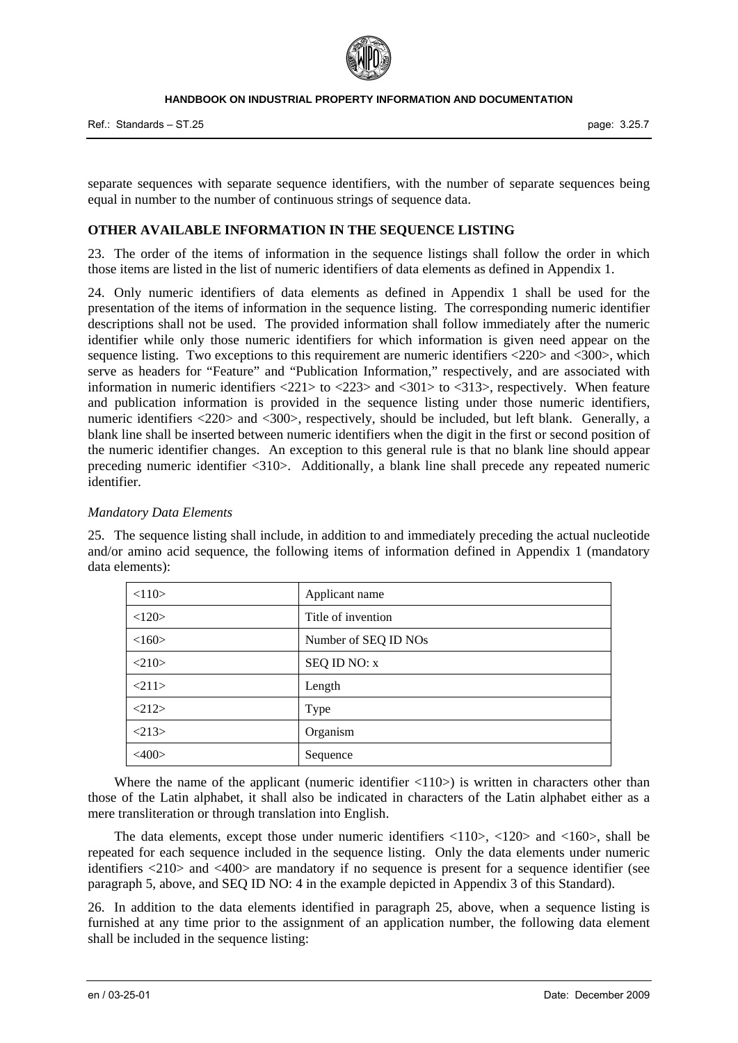separate sequences with separate sequence identifiers, with the number of separate sequences being equal in number to the number of continuous strings of sequence data.

## OTHER AVAILABLE INFORMATION IN THE SEQUENCE LISTING

23. The order of the items of information in the sequence listings shall follow the order in which those items are listed in the list of numeric identifiers of data elements as defined in Appendix 1.

24. Only numeric identifiers of data elements as defined in Appendix 1 shall be used for the presentation of the items of information in the sequence listing. The corresponding numeric identifier descriptions shall not be used. The provided information shall follow immediately after the numeric identifier while only those numeric identifiers for which information is given need appear on the sequence listing. Two exceptions to this requirement are numeric identifiers <220> and <300>, which serve as headers for "Feature" and "Publication Information," respectively, and are associated with information in numeric identifiers <221> to <223> and <301> to <313>, respectively. When feature and publication information is provided in the sequence listing under those numeric identifiers, numeric identifiers <220> and <300>, respectively, should be included, but left blank. Generally, a blank line shall be inserted between numeric identifiers when the digit in the first or second position of the numeric identifier changes. An exception to this general rule is that no blank line should appear preceding numeric identifier <310>. Additionally, a blank line shall precede any repeated numeric identifier.

*Mandatory Data Elements*

25. The sequence listing shall include, in addition to and immediately preceding the actual nucleotide and/or amino acid sequence, the following items of information defined in Appendix 1 (mandatory data elements):

| | |
|---|---|
| <110> | Applicant name |
| <120> | Title of invention |
| <160> | Number of SEQ ID NOs |
| <210> | SEQ ID NO: x |
| <211> | Length |
| <212> | Type |
| <213> | Organism |
| <400> | Sequence |

Where the name of the applicant (numeric identifier <110>) is written in characters other than those of the Latin alphabet, it shall also be indicated in characters of the Latin alphabet either as a mere transliteration or through translation into English.

The data elements, except those under numeric identifiers <110>, <120> and <160>, shall be repeated for each sequence included in the sequence listing. Only the data elements under numeric identifiers <210> and <400> are mandatory if no sequence is present for a sequence identifier (see paragraph 5, above, and SEQ ID NO: 4 in the example depicted in Appendix 3 of this Standard).

26. In addition to the data elements identified in paragraph 25, above, when a sequence listing is furnished at any time prior to the assignment of an application number, the following data element shall be included in the sequence listing: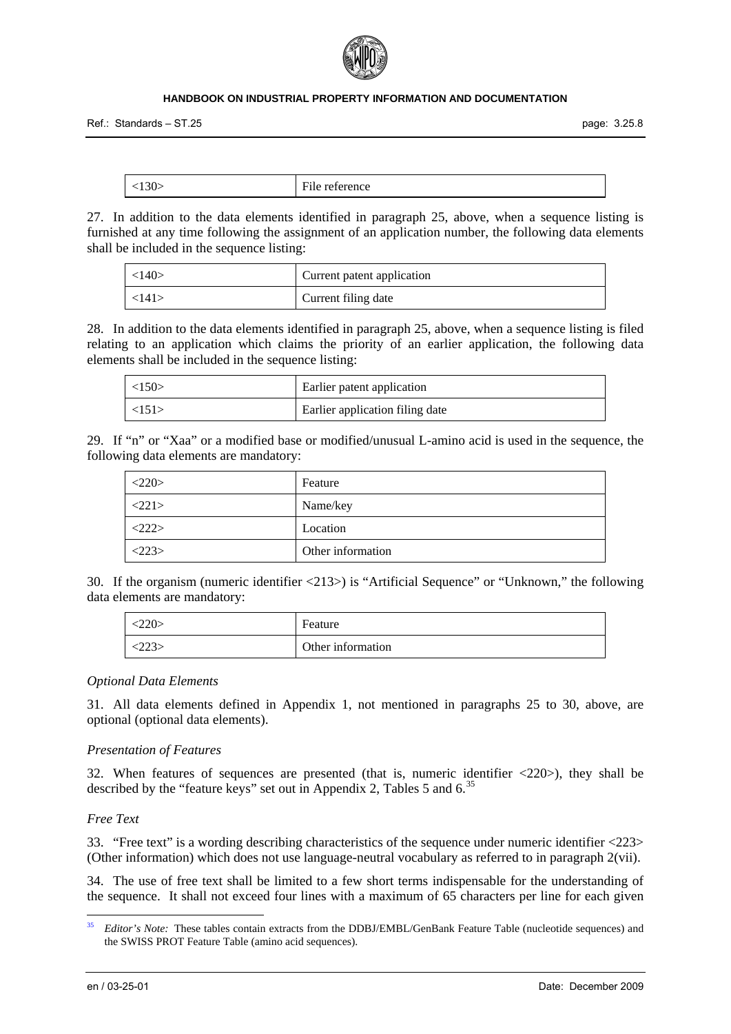| <130> | File reference |
|---|---|

27. In addition to the data elements identified in paragraph 25, above, when a sequence listing is furnished at any time following the assignment of an application number, the following data elements shall be included in the sequence listing:

| <140> | Current patent application |
|---|---|
| <141> | Current filing date |

28. In addition to the data elements identified in paragraph 25, above, when a sequence listing is filed relating to an application which claims the priority of an earlier application, the following data elements shall be included in the sequence listing:

| <150> | Earlier patent application |
|---|---|
| <151> | Earlier application filing date |

29. If "n" or "Xaa" or a modified base or modified/unusual L-amino acid is used in the sequence, the following data elements are mandatory:

| <220> | Feature |
|---|---|
| <221> | Name/key |
| <222> | Location |
| <223> | Other information |

30. If the organism (numeric identifier <213>) is "Artificial Sequence" or "Unknown," the following data elements are mandatory:

| <220> | Feature |
|---|---|
| <223> | Other information |

*Optional Data Elements*

31. All data elements defined in Appendix 1, not mentioned in paragraphs 25 to 30, above, are optional (optional data elements).

*Presentation of Features*

32. When features of sequences are presented (that is, numeric identifier <220>), they shall be described by the "feature keys" set out in Appendix 2, Tables 5 and 6.[35]

*Free Text*

33. "Free text" is a wording describing characteristics of the sequence under numeric identifier <223> (Other information) which does not use language-neutral vocabulary as referred to in paragraph 2(vii).

34. The use of free text shall be limited to a few short terms indispensable for the understanding of the sequence. It shall not exceed four lines with a maximum of 65 characters per line for each given

[35] *Editor's Note:* These tables contain extracts from the DDBJ/EMBL/GenBank Feature Table (nucleotide sequences) and the SWISS PROT Feature Table (amino acid sequences).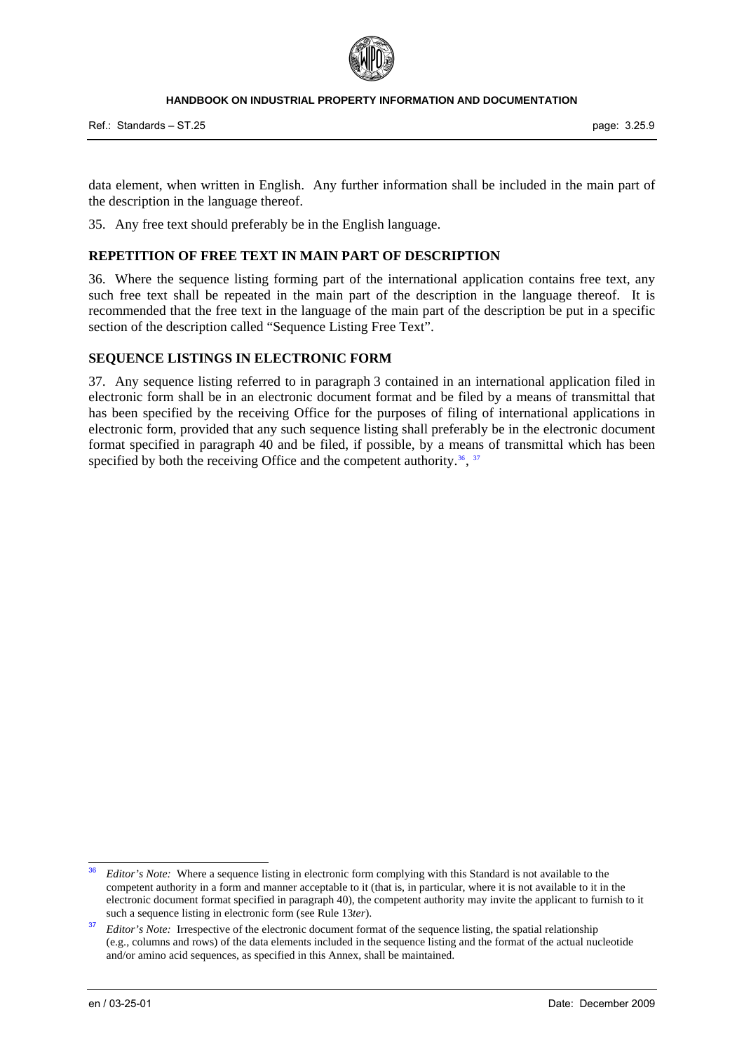data element, when written in English. Any further information shall be included in the main part of the description in the language thereof.

35. Any free text should preferably be in the English language.

## REPETITION OF FREE TEXT IN MAIN PART OF DESCRIPTION

36. Where the sequence listing forming part of the international application contains free text, any such free text shall be repeated in the main part of the description in the language thereof. It is recommended that the free text in the language of the main part of the description be put in a specific section of the description called "Sequence Listing Free Text".

## SEQUENCE LISTINGS IN ELECTRONIC FORM

37. Any sequence listing referred to in paragraph 3 contained in an international application filed in electronic form shall be in an electronic document format and be filed by a means of transmittal that has been specified by the receiving Office for the purposes of filing of international applications in electronic form, provided that any such sequence listing shall preferably be in the electronic document format specified in paragraph 40 and be filed, if possible, by a means of transmittal which has been specified by both the receiving Office and the competent authority.[36], [37]

---

[36] *Editor's Note:* Where a sequence listing in electronic form complying with this Standard is not available to the competent authority in a form and manner acceptable to it (that is, in particular, where it is not available to it in the electronic document format specified in paragraph 40), the competent authority may invite the applicant to furnish to it such a sequence listing in electronic form (see Rule 13*ter*).

[37] *Editor's Note:* Irrespective of the electronic document format of the sequence listing, the spatial relationship (e.g., columns and rows) of the data elements included in the sequence listing and the format of the actual nucleotide and/or amino acid sequences, as specified in this Annex, shall be maintained.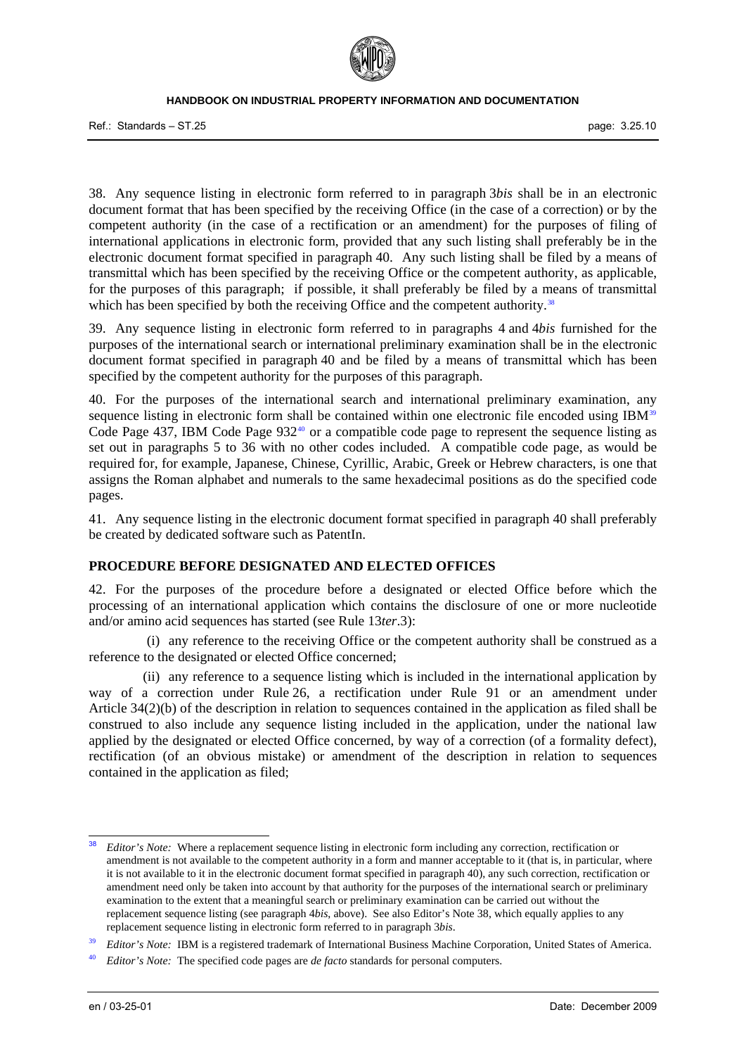38. Any sequence listing in electronic form referred to in paragraph 3*bis* shall be in an electronic document format that has been specified by the receiving Office (in the case of a correction) or by the competent authority (in the case of a rectification or an amendment) for the purposes of filing of international applications in electronic form, provided that any such listing shall preferably be in the electronic document format specified in paragraph 40. Any such listing shall be filed by a means of transmittal which has been specified by the receiving Office or the competent authority, as applicable, for the purposes of this paragraph; if possible, it shall preferably be filed by a means of transmittal which has been specified by both the receiving Office and the competent authority.[38]

39. Any sequence listing in electronic form referred to in paragraphs 4 and 4*bis* furnished for the purposes of the international search or international preliminary examination shall be in the electronic document format specified in paragraph 40 and be filed by a means of transmittal which has been specified by the competent authority for the purposes of this paragraph.

40. For the purposes of the international search and international preliminary examination, any sequence listing in electronic form shall be contained within one electronic file encoded using IBM[39] Code Page 437, IBM Code Page 932[40] or a compatible code page to represent the sequence listing as set out in paragraphs 5 to 36 with no other codes included. A compatible code page, as would be required for, for example, Japanese, Chinese, Cyrillic, Arabic, Greek or Hebrew characters, is one that assigns the Roman alphabet and numerals to the same hexadecimal positions as do the specified code pages.

41. Any sequence listing in the electronic document format specified in paragraph 40 shall preferably be created by dedicated software such as PatentIn.

## PROCEDURE BEFORE DESIGNATED AND ELECTED OFFICES

42. For the purposes of the procedure before a designated or elected Office before which the processing of an international application which contains the disclosure of one or more nucleotide and/or amino acid sequences has started (see Rule 13*ter*.3):

(i) any reference to the receiving Office or the competent authority shall be construed as a reference to the designated or elected Office concerned;

(ii) any reference to a sequence listing which is included in the international application by way of a correction under Rule 26, a rectification under Rule 91 or an amendment under Article 34(2)(b) of the description in relation to sequences contained in the application as filed shall be construed to also include any sequence listing included in the application, under the national law applied by the designated or elected Office concerned, by way of a correction (of a formality defect), rectification (of an obvious mistake) or amendment of the description in relation to sequences contained in the application as filed;

---

[38] *Editor's Note:* Where a replacement sequence listing in electronic form including any correction, rectification or amendment is not available to the competent authority in a form and manner acceptable to it (that is, in particular, where it is not available to it in the electronic document format specified in paragraph 40), any such correction, rectification or amendment need only be taken into account by that authority for the purposes of the international search or preliminary examination to the extent that a meaningful search or preliminary examination can be carried out without the replacement sequence listing (see paragraph 4*bis*, above). See also Editor's Note 38, which equally applies to any replacement sequence listing in electronic form referred to in paragraph 3*bis*.

[39] *Editor's Note:* IBM is a registered trademark of International Business Machine Corporation, United States of America.

[40] *Editor's Note:* The specified code pages are *de facto* standards for personal computers.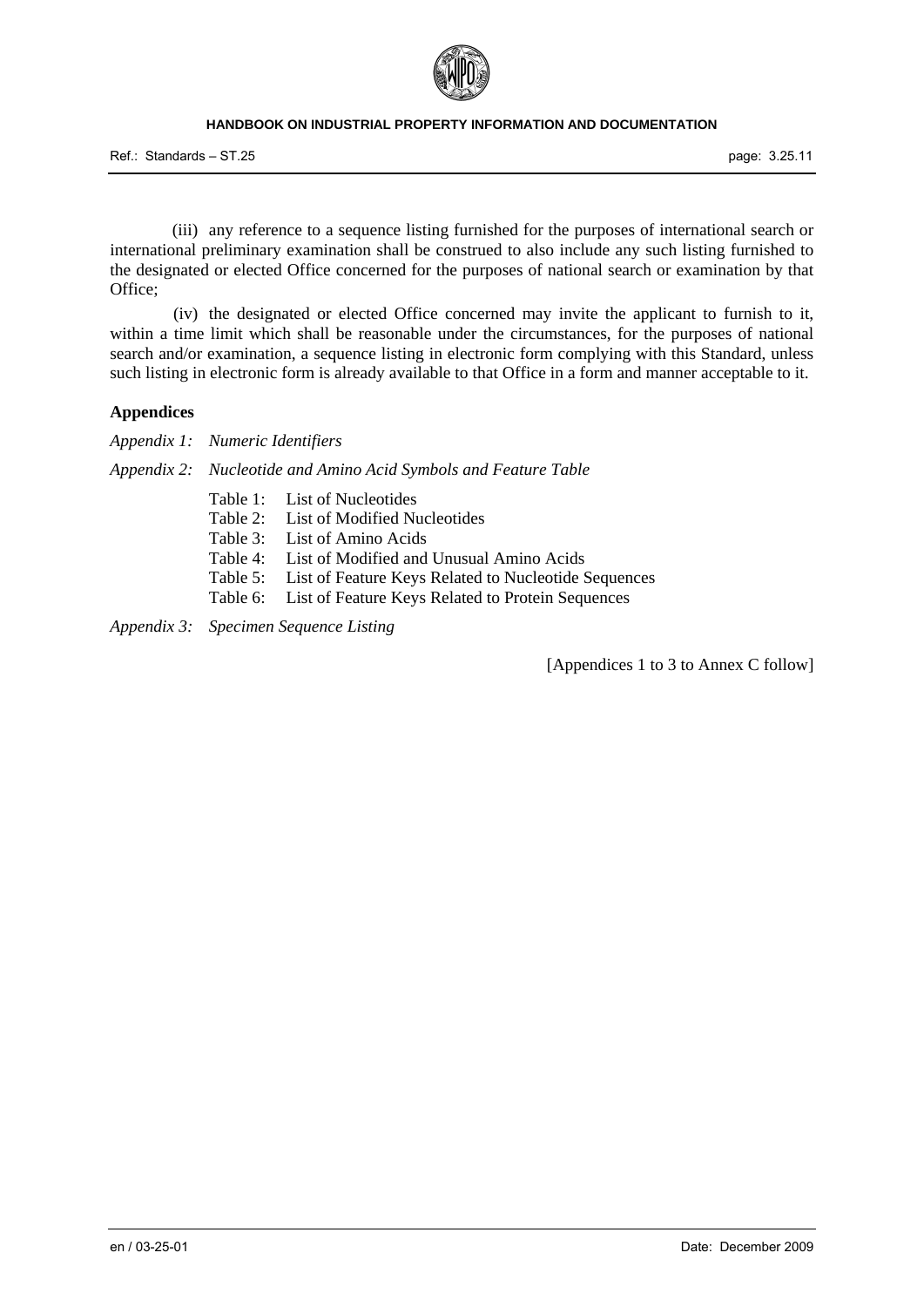(iii) any reference to a sequence listing furnished for the purposes of international search or international preliminary examination shall be construed to also include any such listing furnished to the designated or elected Office concerned for the purposes of national search or examination by that Office;

(iv) the designated or elected Office concerned may invite the applicant to furnish to it, within a time limit which shall be reasonable under the circumstances, for the purposes of national search and/or examination, a sequence listing in electronic form complying with this Standard, unless such listing in electronic form is already available to that Office in a form and manner acceptable to it.

**Appendices**

*Appendix 1: Numeric Identifiers*

*Appendix 2: Nucleotide and Amino Acid Symbols and Feature Table*

- Table 1: List of Nucleotides
- Table 2: List of Modified Nucleotides
- Table 3: List of Amino Acids
- Table 4: List of Modified and Unusual Amino Acids
- Table 5: List of Feature Keys Related to Nucleotide Sequences
- Table 6: List of Feature Keys Related to Protein Sequences

*Appendix 3: Specimen Sequence Listing*

[Appendices 1 to 3 to Annex C follow]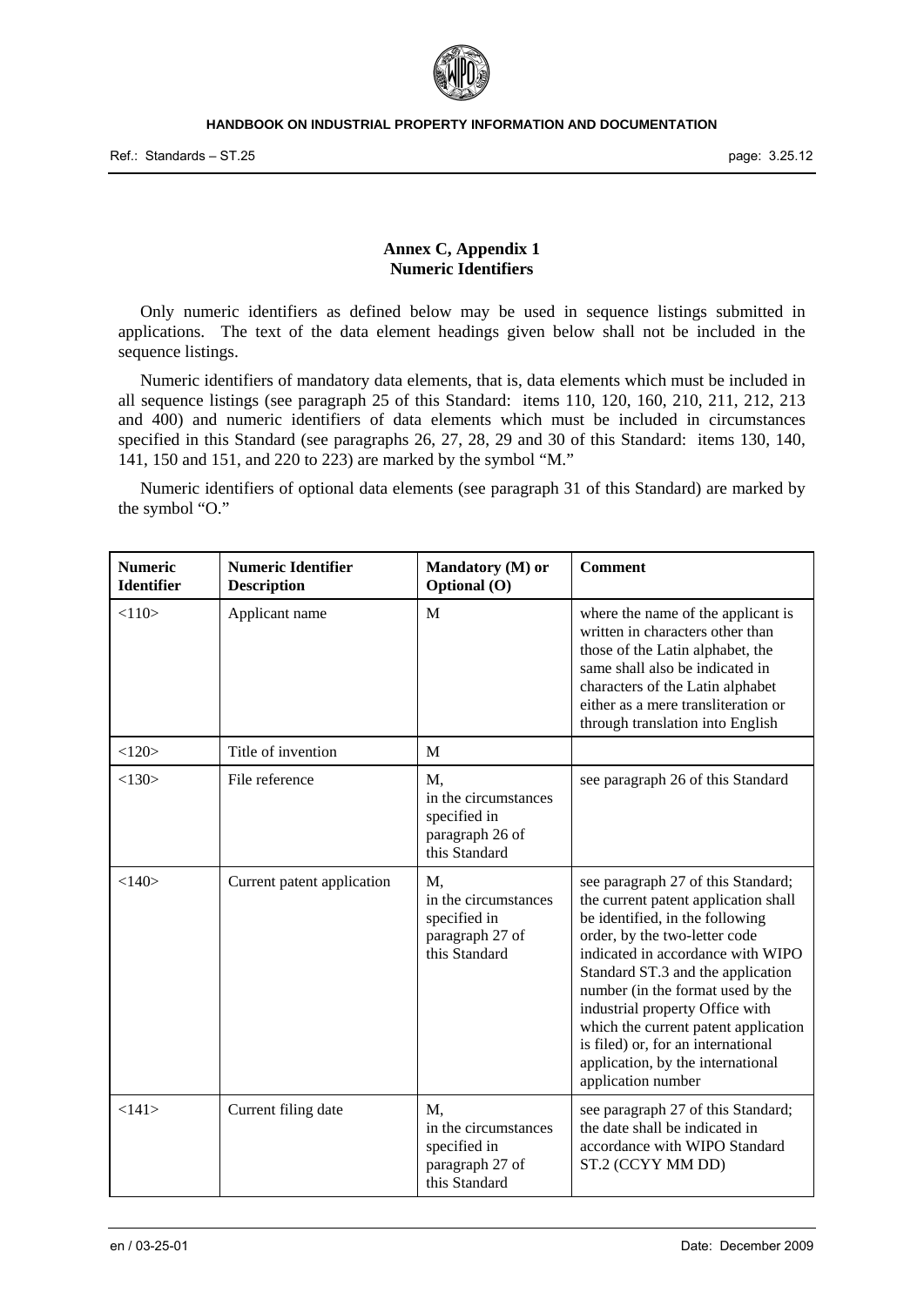**Annex C, Appendix 1**
**Numeric Identifiers**

Only numeric identifiers as defined below may be used in sequence listings submitted in applications. The text of the data element headings given below shall not be included in the sequence listings.

Numeric identifiers of mandatory data elements, that is, data elements which must be included in all sequence listings (see paragraph 25 of this Standard: items 110, 120, 160, 210, 211, 212, 213 and 400) and numeric identifiers of data elements which must be included in circumstances specified in this Standard (see paragraphs 26, 27, 28, 29 and 30 of this Standard: items 130, 140, 141, 150 and 151, and 220 to 223) are marked by the symbol "M."

Numeric identifiers of optional data elements (see paragraph 31 of this Standard) are marked by the symbol "O."

| Numeric Identifier | Numeric Identifier Description | Mandatory (M) or Optional (O) | Comment |
|---|---|---|---|
| <110> | Applicant name | M | where the name of the applicant is written in characters other than those of the Latin alphabet, the same shall also be indicated in characters of the Latin alphabet either as a mere transliteration or through translation into English |
| <120> | Title of invention | M | |
| <130> | File reference | M, in the circumstances specified in paragraph 26 of this Standard | see paragraph 26 of this Standard |
| <140> | Current patent application | M, in the circumstances specified in paragraph 27 of this Standard | see paragraph 27 of this Standard; the current patent application shall be identified, in the following order, by the two-letter code indicated in accordance with WIPO Standard ST.3 and the application number (in the format used by the industrial property Office with which the current patent application is filed) or, for an international application, by the international application number |
| <141> | Current filing date | M, in the circumstances specified in paragraph 27 of this Standard | see paragraph 27 of this Standard; the date shall be indicated in accordance with WIPO Standard ST.2 (CCYY MM DD) |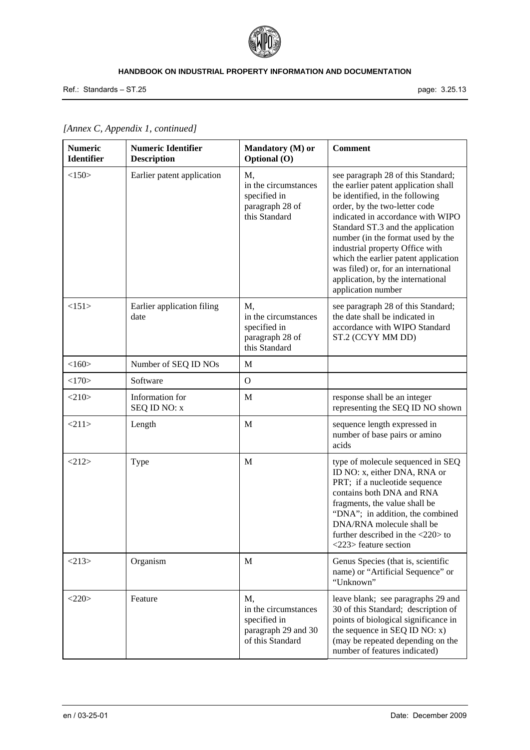*[Annex C, Appendix 1, continued]*

| Numeric Identifier | Numeric Identifier Description | Mandatory (M) or Optional (O) | Comment |
|---|---|---|---|
| <150> | Earlier patent application | M, in the circumstances specified in paragraph 28 of this Standard | see paragraph 28 of this Standard; the earlier patent application shall be identified, in the following order, by the two-letter code indicated in accordance with WIPO Standard ST.3 and the application number (in the format used by the industrial property Office with which the earlier patent application was filed) or, for an international application, by the international application number |
| <151> | Earlier application filing date | M, in the circumstances specified in paragraph 28 of this Standard | see paragraph 28 of this Standard; the date shall be indicated in accordance with WIPO Standard ST.2 (CCYY MM DD) |
| <160> | Number of SEQ ID NOs | M | |
| <170> | Software | O | |
| <210> | Information for SEQ ID NO: x | M | response shall be an integer representing the SEQ ID NO shown |
| <211> | Length | M | sequence length expressed in number of base pairs or amino acids |
| <212> | Type | M | type of molecule sequenced in SEQ ID NO: x, either DNA, RNA or PRT; if a nucleotide sequence contains both DNA and RNA fragments, the value shall be "DNA"; in addition, the combined DNA/RNA molecule shall be further described in the <220> to <223> feature section |
| <213> | Organism | M | Genus Species (that is, scientific name) or "Artificial Sequence" or "Unknown" |
| <220> | Feature | M, in the circumstances specified in paragraph 29 and 30 of this Standard | leave blank; see paragraphs 29 and 30 of this Standard; description of points of biological significance in the sequence in SEQ ID NO: x) (may be repeated depending on the number of features indicated) |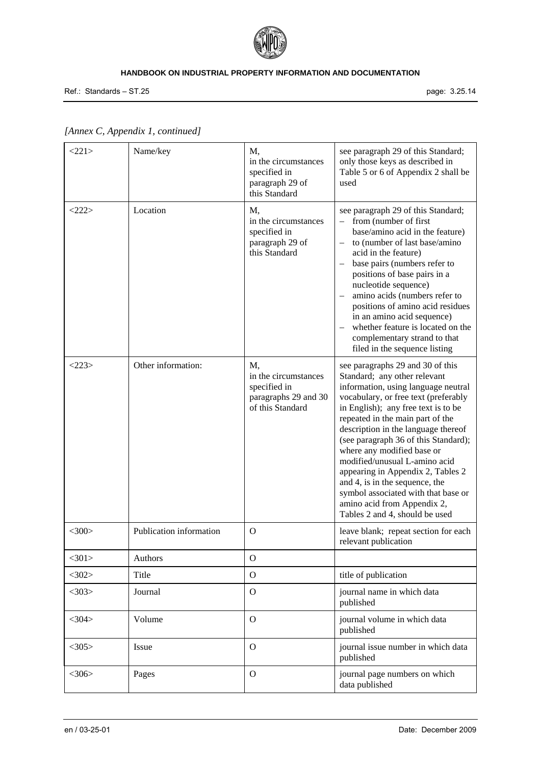*[Annex C, Appendix 1, continued]*

| | | | |
|---|---|---|---|
| <221> | Name/key | M, in the circumstances specified in paragraph 29 of this Standard | see paragraph 29 of this Standard; only those keys as described in Table 5 or 6 of Appendix 2 shall be used |
| <222> | Location | M, in the circumstances specified in paragraph 29 of this Standard | see paragraph 29 of this Standard; – from (number of first base/amino acid in the feature) – to (number of last base/amino acid in the feature) – base pairs (numbers refer to positions of base pairs in a nucleotide sequence) – amino acids (numbers refer to positions of amino acid residues in an amino acid sequence) – whether feature is located on the complementary strand to that filed in the sequence listing |
| <223> | Other information: | M, in the circumstances specified in paragraphs 29 and 30 of this Standard | see paragraphs 29 and 30 of this Standard; any other relevant information, using language neutral vocabulary, or free text (preferably in English); any free text is to be repeated in the main part of the description in the language thereof (see paragraph 36 of this Standard); where any modified base or modified/unusual L-amino acid appearing in Appendix 2, Tables 2 and 4, is in the sequence, the symbol associated with that base or amino acid from Appendix 2, Tables 2 and 4, should be used |
| <300> | Publication information | O | leave blank; repeat section for each relevant publication |
| <301> | Authors | O | |
| <302> | Title | O | title of publication |
| <303> | Journal | O | journal name in which data published |
| <304> | Volume | O | journal volume in which data published |
| <305> | Issue | O | journal issue number in which data published |
| <306> | Pages | O | journal page numbers on which data published |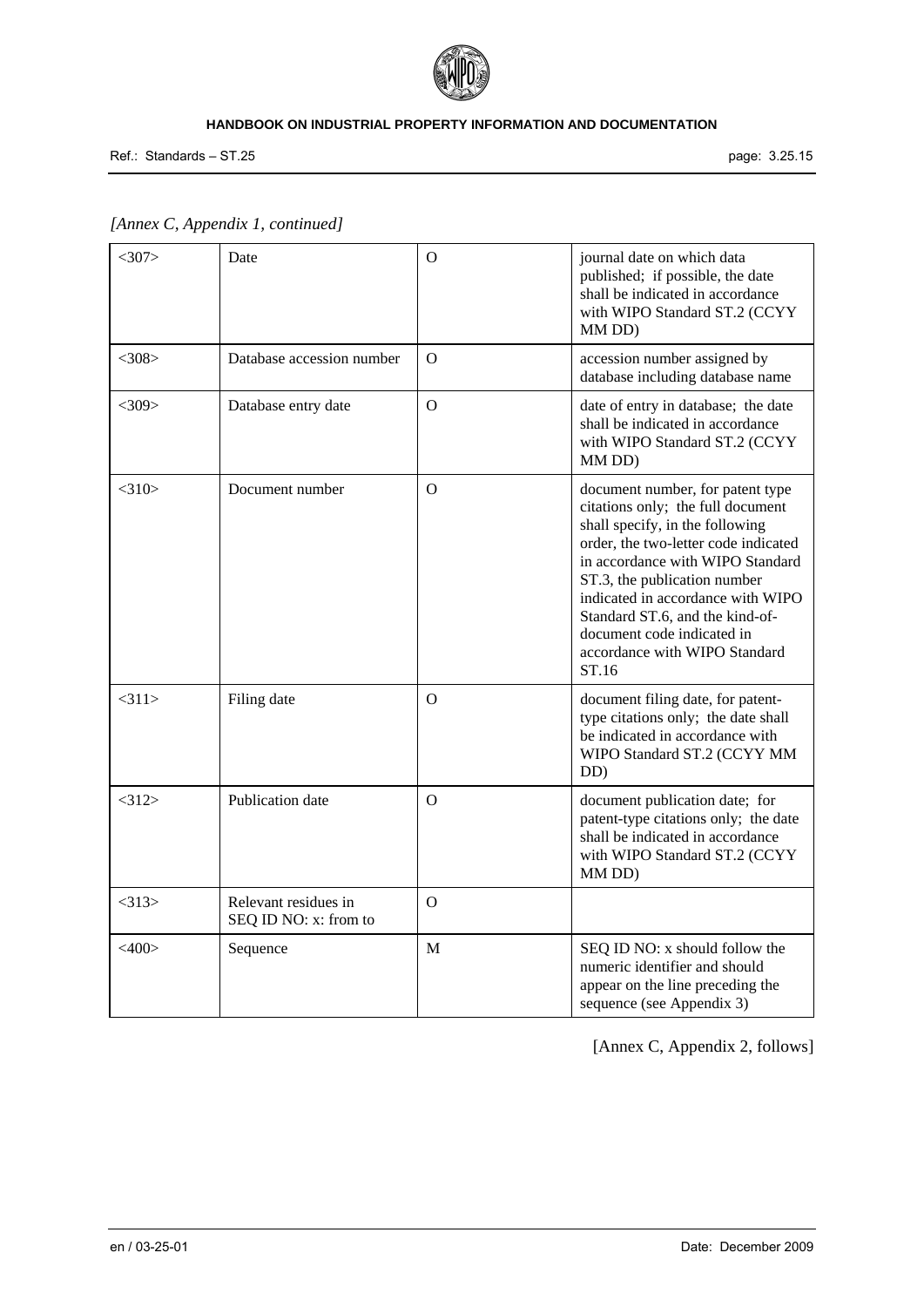*[Annex C, Appendix 1, continued]*

| | | | |
|---|---|---|---|
| <307> | Date | O | journal date on which data published; if possible, the date shall be indicated in accordance with WIPO Standard ST.2 (CCYY MM DD) |
| <308> | Database accession number | O | accession number assigned by database including database name |
| <309> | Database entry date | O | date of entry in database; the date shall be indicated in accordance with WIPO Standard ST.2 (CCYY MM DD) |
| <310> | Document number | O | document number, for patent type citations only; the full document shall specify, in the following order, the two-letter code indicated in accordance with WIPO Standard ST.3, the publication number indicated in accordance with WIPO Standard ST.6, and the kind-of-document code indicated in accordance with WIPO Standard ST.16 |
| <311> | Filing date | O | document filing date, for patent-type citations only; the date shall be indicated in accordance with WIPO Standard ST.2 (CCYY MM DD) |
| <312> | Publication date | O | document publication date; for patent-type citations only; the date shall be indicated in accordance with WIPO Standard ST.2 (CCYY MM DD) |
| <313> | Relevant residues in SEQ ID NO: x: from to | O | |
| <400> | Sequence | M | SEQ ID NO: x should follow the numeric identifier and should appear on the line preceding the sequence (see Appendix 3) |

[Annex C, Appendix 2, follows]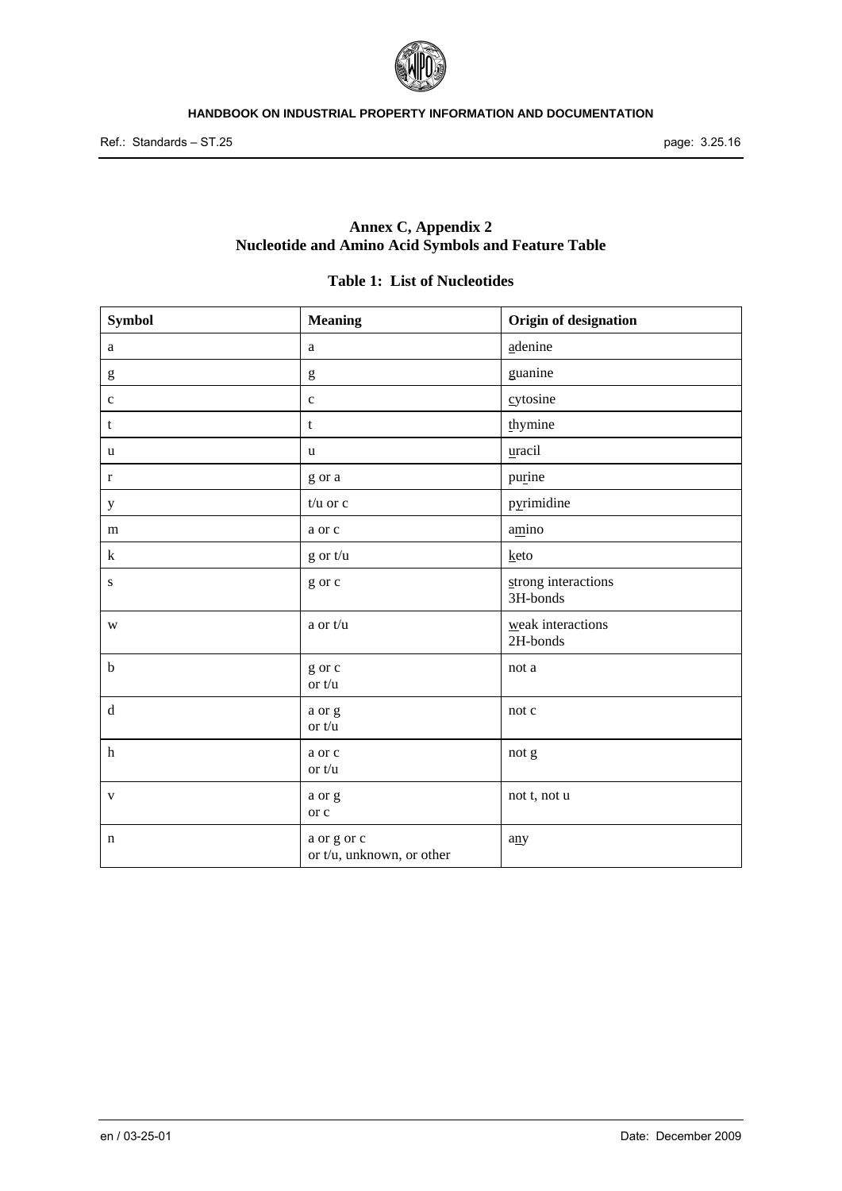## Annex C, Appendix 2
## Nucleotide and Amino Acid Symbols and Feature Table

### Table 1: List of Nucleotides

| Symbol | Meaning | Origin of designation |
|---|---|---|
| a | a | adenine |
| g | g | guanine |
| c | c | cytosine |
| t | t | thymine |
| u | u | uracil |
| r | g or a | purine |
| y | t/u or c | pyrimidine |
| m | a or c | amino |
| k | g or t/u | keto |
| s | g or c | strong interactions 3H-bonds |
| w | a or t/u | weak interactions 2H-bonds |
| b | g or c or t/u | not a |
| d | a or g or t/u | not c |
| h | a or c or t/u | not g |
| v | a or g or c | not t, not u |
| n | a or g or c or t/u, unknown, or other | any |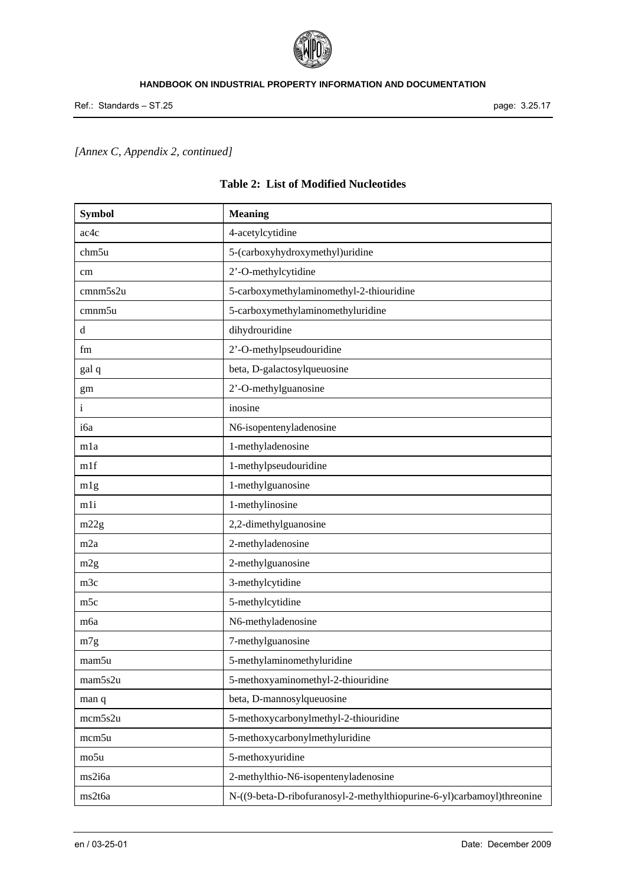*[Annex C, Appendix 2, continued]*

**Table 2: List of Modified Nucleotides**

| Symbol | Meaning |
|---|---|
| ac4c | 4-acetylcytidine |
| chm5u | 5-(carboxyhydroxymethyl)uridine |
| cm | 2’-O-methylcytidine |
| cmnm5s2u | 5-carboxymethylaminomethyl-2-thiouridine |
| cmnm5u | 5-carboxymethylaminomethyluridine |
| d | dihydrouridine |
| fm | 2’-O-methylpseudouridine |
| gal q | beta, D-galactosylqueuosine |
| gm | 2’-O-methylguanosine |
| i | inosine |
| i6a | N6-isopentenyladenosine |
| m1a | 1-methyladenosine |
| m1f | 1-methylpseudouridine |
| m1g | 1-methylguanosine |
| m1i | 1-methylinosine |
| m22g | 2,2-dimethylguanosine |
| m2a | 2-methyladenosine |
| m2g | 2-methylguanosine |
| m3c | 3-methylcytidine |
| m5c | 5-methylcytidine |
| m6a | N6-methyladenosine |
| m7g | 7-methylguanosine |
| mam5u | 5-methylaminomethyluridine |
| mam5s2u | 5-methoxyaminomethyl-2-thiouridine |
| man q | beta, D-mannosylqueuosine |
| mcm5s2u | 5-methoxycarbonylmethyl-2-thiouridine |
| mcm5u | 5-methoxycarbonylmethyluridine |
| mo5u | 5-methoxyuridine |
| ms2i6a | 2-methylthio-N6-isopentenyladenosine |
| ms2t6a | N-((9-beta-D-ribofuranosyl-2-methylthiopurine-6-yl)carbamoyl)threonine |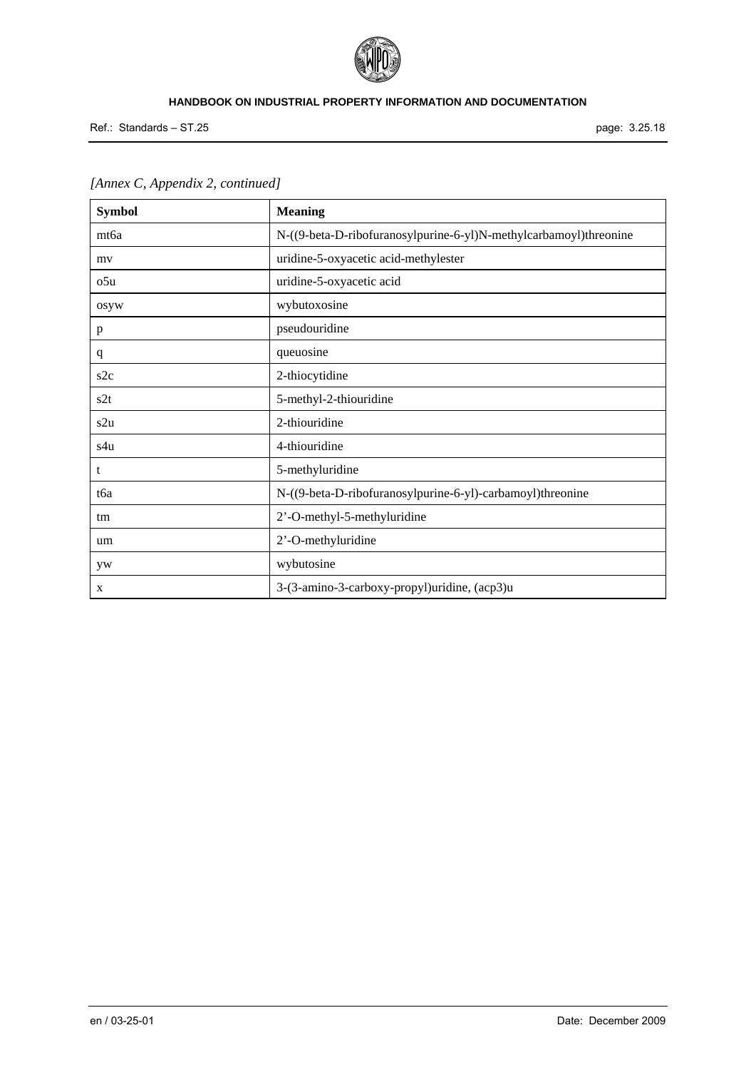*[Annex C, Appendix 2, continued]*

| Symbol | Meaning |
|---|---|
| mt6a | N-((9-beta-D-ribofuranosylpurine-6-yl)N-methylcarbamoyl)threonine |
| mv | uridine-5-oxyacetic acid-methylester |
| o5u | uridine-5-oxyacetic acid |
| osyw | wybutoxosine |
| p | pseudouridine |
| q | queuosine |
| s2c | 2-thiocytidine |
| s2t | 5-methyl-2-thiouridine |
| s2u | 2-thiouridine |
| s4u | 4-thiouridine |
| t | 5-methyluridine |
| t6a | N-((9-beta-D-ribofuranosylpurine-6-yl)-carbamoyl)threonine |
| tm | 2'-O-methyl-5-methyluridine |
| um | 2'-O-methyluridine |
| yw | wybutosine |
| x | 3-(3-amino-3-carboxy-propyl)uridine, (acp3)u |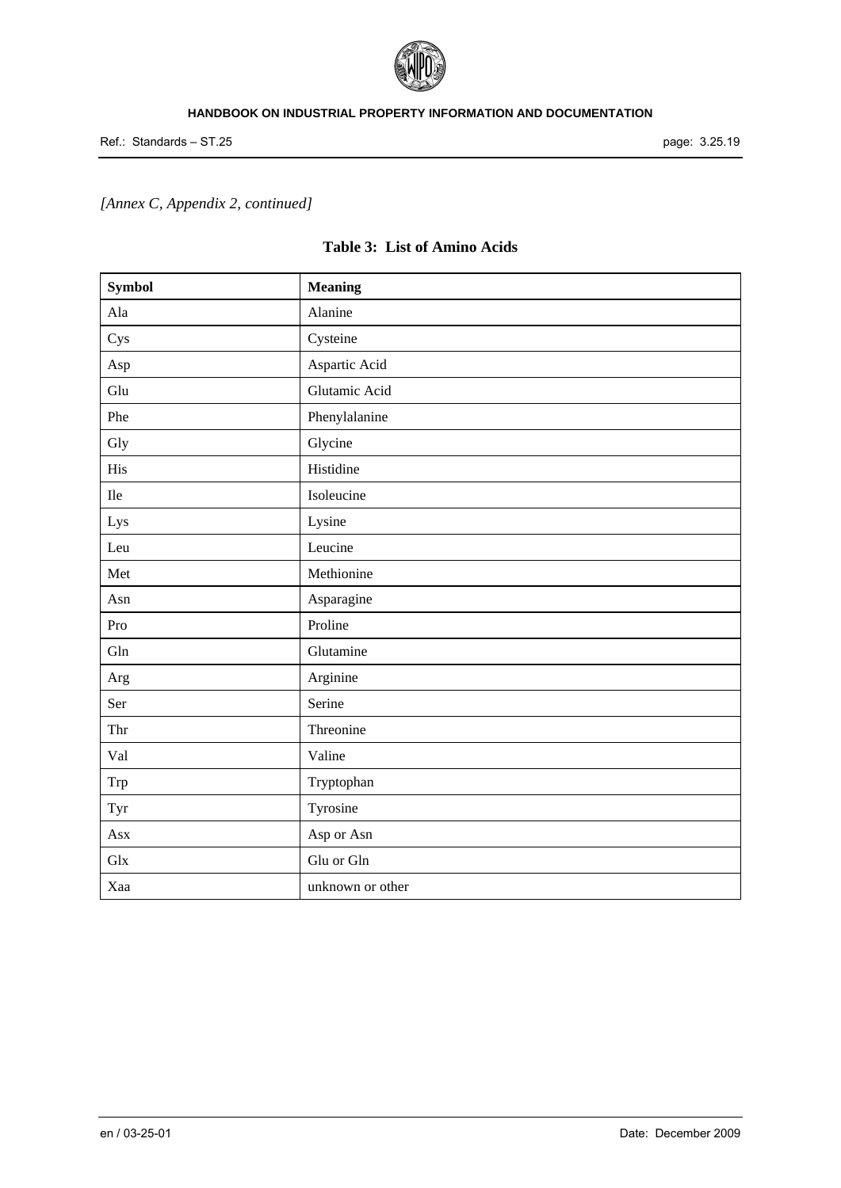*[Annex C, Appendix 2, continued]*

**Table 3: List of Amino Acids**

| Symbol | Meaning |
|---|---|
| Ala | Alanine |
| Cys | Cysteine |
| Asp | Aspartic Acid |
| Glu | Glutamic Acid |
| Phe | Phenylalanine |
| Gly | Glycine |
| His | Histidine |
| Ile | Isoleucine |
| Lys | Lysine |
| Leu | Leucine |
| Met | Methionine |
| Asn | Asparagine |
| Pro | Proline |
| Gln | Glutamine |
| Arg | Arginine |
| Ser | Serine |
| Thr | Threonine |
| Val | Valine |
| Trp | Tryptophan |
| Tyr | Tyrosine |
| Asx | Asp or Asn |
| Glx | Glu or Gln |
| Xaa | unknown or other |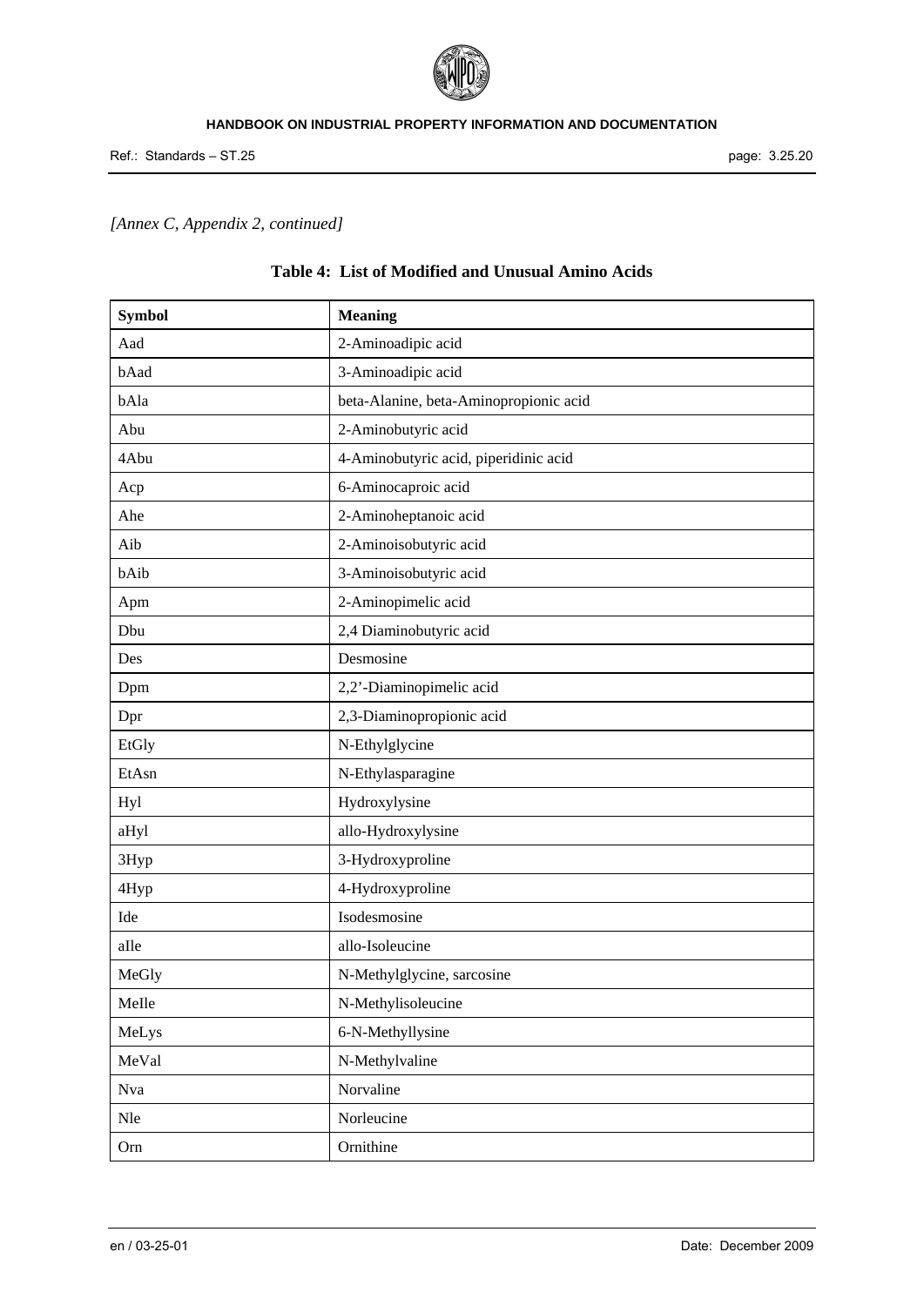*[Annex C, Appendix 2, continued]*

**Table 4: List of Modified and Unusual Amino Acids**

| Symbol | Meaning |
| --- | --- |
| Aad | 2-Aminoadipic acid |
| bAad | 3-Aminoadipic acid |
| bAla | beta-Alanine, beta-Aminopropionic acid |
| Abu | 2-Aminobutyric acid |
| 4Abu | 4-Aminobutyric acid, piperidinic acid |
| Acp | 6-Aminocaproic acid |
| Ahe | 2-Aminoheptanoic acid |
| Aib | 2-Aminoisobutyric acid |
| bAib | 3-Aminoisobutyric acid |
| Apm | 2-Aminopimelic acid |
| Dbu | 2,4 Diaminobutyric acid |
| Des | Desmosine |
| Dpm | 2,2'-Diaminopimelic acid |
| Dpr | 2,3-Diaminopropionic acid |
| EtGly | N-Ethylglycine |
| EtAsn | N-Ethylasparagine |
| Hyl | Hydroxylysine |
| aHyl | allo-Hydroxylysine |
| 3Hyp | 3-Hydroxyproline |
| 4Hyp | 4-Hydroxyproline |
| Ide | Isodesmosine |
| aIle | allo-Isoleucine |
| MeGly | N-Methylglycine, sarcosine |
| MeIle | N-Methylisoleucine |
| MeLys | 6-N-Methyllysine |
| MeVal | N-Methylvaline |
| Nva | Norvaline |
| Nle | Norleucine |
| Orn | Ornithine |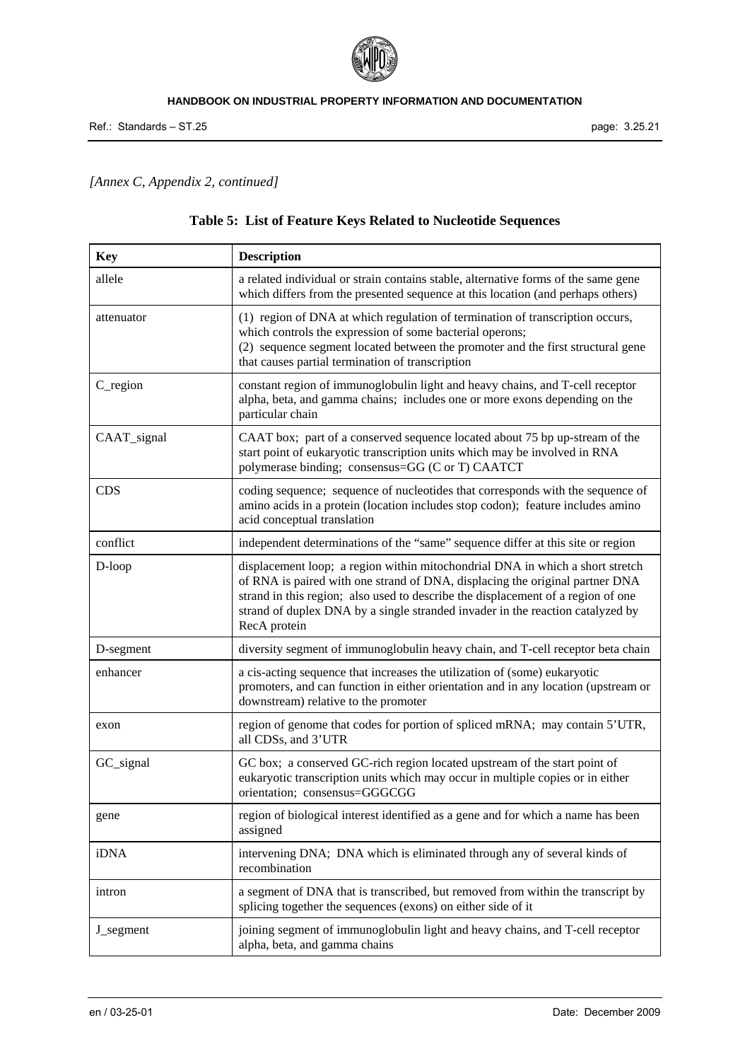*[Annex C, Appendix 2, continued]*

**Table 5: List of Feature Keys Related to Nucleotide Sequences**

| Key | Description |
|---|---|
| allele | a related individual or strain contains stable, alternative forms of the same gene which differs from the presented sequence at this location (and perhaps others) |
| attenuator | (1) region of DNA at which regulation of termination of transcription occurs, which controls the expression of some bacterial operons; (2) sequence segment located between the promoter and the first structural gene that causes partial termination of transcription |
| C_region | constant region of immunoglobulin light and heavy chains, and T-cell receptor alpha, beta, and gamma chains; includes one or more exons depending on the particular chain |
| CAAT_signal | CAAT box; part of a conserved sequence located about 75 bp up-stream of the start point of eukaryotic transcription units which may be involved in RNA polymerase binding; consensus=GG (C or T) CAATCT |
| CDS | coding sequence; sequence of nucleotides that corresponds with the sequence of amino acids in a protein (location includes stop codon); feature includes amino acid conceptual translation |
| conflict | independent determinations of the "same" sequence differ at this site or region |
| D-loop | displacement loop; a region within mitochondrial DNA in which a short stretch of RNA is paired with one strand of DNA, displacing the original partner DNA strand in this region; also used to describe the displacement of a region of one strand of duplex DNA by a single stranded invader in the reaction catalyzed by RecA protein |
| D-segment | diversity segment of immunoglobulin heavy chain, and T-cell receptor beta chain |
| enhancer | a cis-acting sequence that increases the utilization of (some) eukaryotic promoters, and can function in either orientation and in any location (upstream or downstream) relative to the promoter |
| exon | region of genome that codes for portion of spliced mRNA; may contain 5'UTR, all CDSs, and 3'UTR |
| GC_signal | GC box; a conserved GC-rich region located upstream of the start point of eukaryotic transcription units which may occur in multiple copies or in either orientation; consensus=GGGCGG |
| gene | region of biological interest identified as a gene and for which a name has been assigned |
| iDNA | intervening DNA; DNA which is eliminated through any of several kinds of recombination |
| intron | a segment of DNA that is transcribed, but removed from within the transcript by splicing together the sequences (exons) on either side of it |
| J_segment | joining segment of immunoglobulin light and heavy chains, and T-cell receptor alpha, beta, and gamma chains |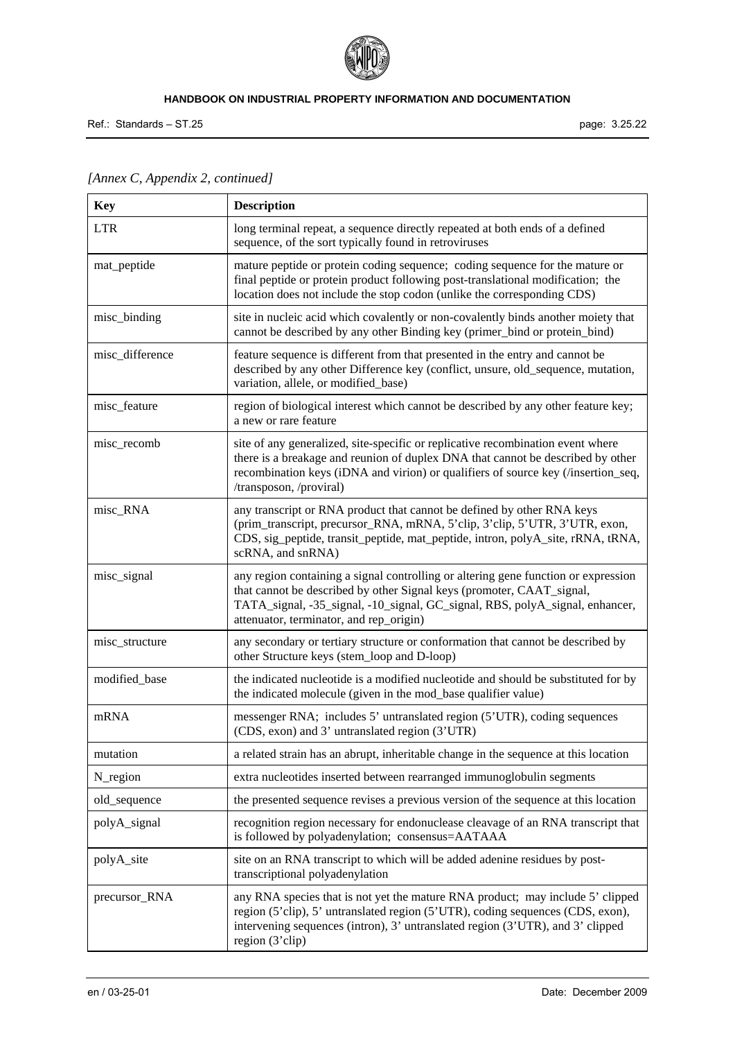*[Annex C, Appendix 2, continued]*

| Key | Description |
|---|---|
| LTR | long terminal repeat, a sequence directly repeated at both ends of a defined sequence, of the sort typically found in retroviruses |
| mat_peptide | mature peptide or protein coding sequence; coding sequence for the mature or final peptide or protein product following post-translational modification; the location does not include the stop codon (unlike the corresponding CDS) |
| misc_binding | site in nucleic acid which covalently or non-covalently binds another moiety that cannot be described by any other Binding key (primer_bind or protein_bind) |
| misc_difference | feature sequence is different from that presented in the entry and cannot be described by any other Difference key (conflict, unsure, old_sequence, mutation, variation, allele, or modified_base) |
| misc_feature | region of biological interest which cannot be described by any other feature key; a new or rare feature |
| misc_recomb | site of any generalized, site-specific or replicative recombination event where there is a breakage and reunion of duplex DNA that cannot be described by other recombination keys (iDNA and virion) or qualifiers of source key (/insertion_seq, /transposon, /proviral) |
| misc_RNA | any transcript or RNA product that cannot be defined by other RNA keys (prim_transcript, precursor_RNA, mRNA, 5'clip, 3'clip, 5'UTR, 3'UTR, exon, CDS, sig_peptide, transit_peptide, mat_peptide, intron, polyA_site, rRNA, tRNA, scRNA, and snRNA) |
| misc_signal | any region containing a signal controlling or altering gene function or expression that cannot be described by other Signal keys (promoter, CAAT_signal, TATA_signal, -35_signal, -10_signal, GC_signal, RBS, polyA_signal, enhancer, attenuator, terminator, and rep_origin) |
| misc_structure | any secondary or tertiary structure or conformation that cannot be described by other Structure keys (stem_loop and D-loop) |
| modified_base | the indicated nucleotide is a modified nucleotide and should be substituted for by the indicated molecule (given in the mod_base qualifier value) |
| mRNA | messenger RNA; includes 5' untranslated region (5'UTR), coding sequences (CDS, exon) and 3' untranslated region (3'UTR) |
| mutation | a related strain has an abrupt, inheritable change in the sequence at this location |
| N_region | extra nucleotides inserted between rearranged immunoglobulin segments |
| old_sequence | the presented sequence revises a previous version of the sequence at this location |
| polyA_signal | recognition region necessary for endonuclease cleavage of an RNA transcript that is followed by polyadenylation; consensus=AATAAA |
| polyA_site | site on an RNA transcript to which will be added adenine residues by post-transcriptional polyadenylation |
| precursor_RNA | any RNA species that is not yet the mature RNA product; may include 5' clipped region (5'clip), 5' untranslated region (5'UTR), coding sequences (CDS, exon), intervening sequences (intron), 3' untranslated region (3'UTR), and 3' clipped region (3'clip) |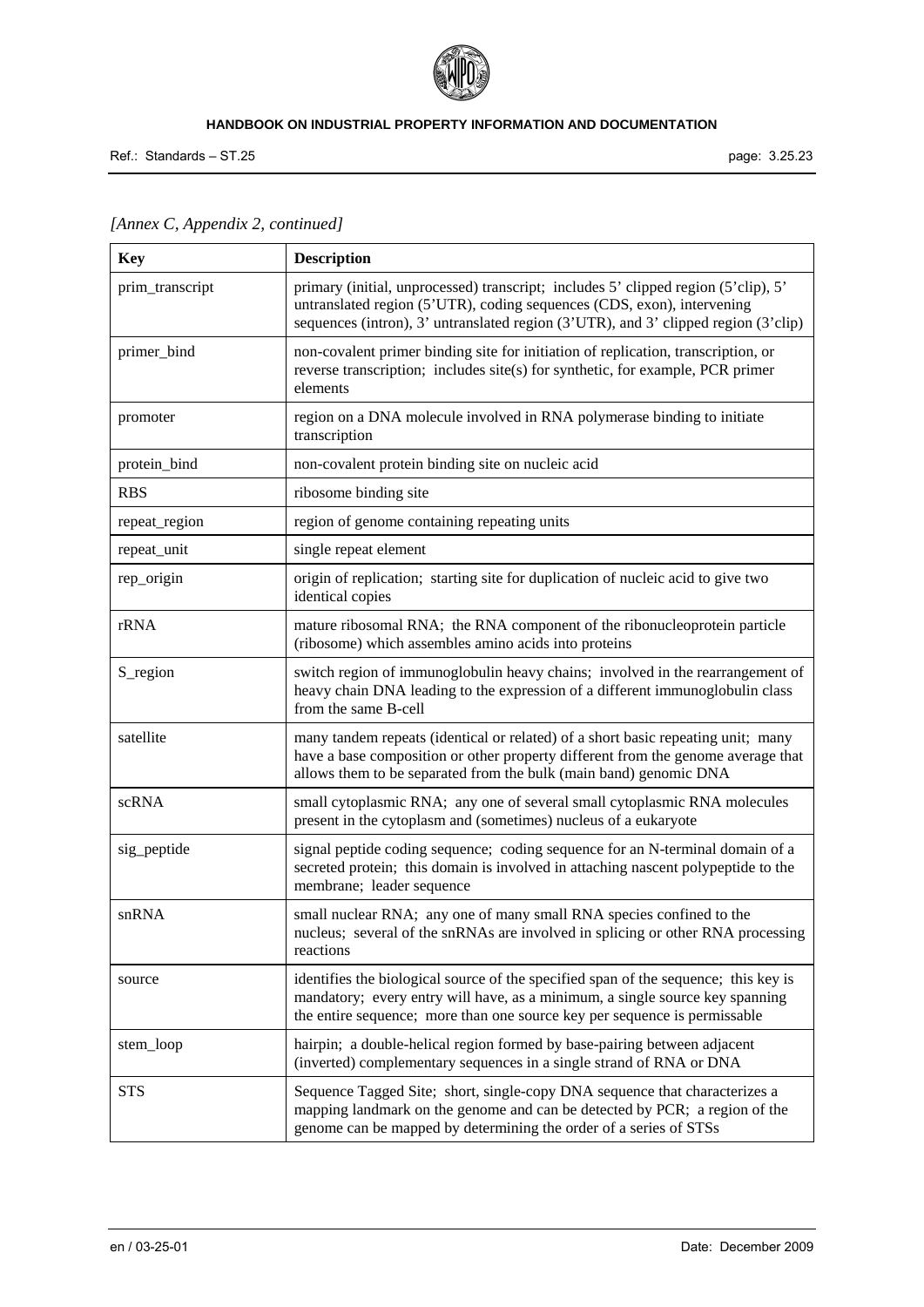*[Annex C, Appendix 2, continued]*

| Key | Description |
|---|---|
| prim_transcript | primary (initial, unprocessed) transcript; includes 5' clipped region (5'clip), 5' untranslated region (5'UTR), coding sequences (CDS, exon), intervening sequences (intron), 3' untranslated region (3'UTR), and 3' clipped region (3'clip) |
| primer_bind | non-covalent primer binding site for initiation of replication, transcription, or reverse transcription; includes site(s) for synthetic, for example, PCR primer elements |
| promoter | region on a DNA molecule involved in RNA polymerase binding to initiate transcription |
| protein_bind | non-covalent protein binding site on nucleic acid |
| RBS | ribosome binding site |
| repeat_region | region of genome containing repeating units |
| repeat_unit | single repeat element |
| rep_origin | origin of replication; starting site for duplication of nucleic acid to give two identical copies |
| rRNA | mature ribosomal RNA; the RNA component of the ribonucleoprotein particle (ribosome) which assembles amino acids into proteins |
| S_region | switch region of immunoglobulin heavy chains; involved in the rearrangement of heavy chain DNA leading to the expression of a different immunoglobulin class from the same B-cell |
| satellite | many tandem repeats (identical or related) of a short basic repeating unit; many have a base composition or other property different from the genome average that allows them to be separated from the bulk (main band) genomic DNA |
| scRNA | small cytoplasmic RNA; any one of several small cytoplasmic RNA molecules present in the cytoplasm and (sometimes) nucleus of a eukaryote |
| sig_peptide | signal peptide coding sequence; coding sequence for an N-terminal domain of a secreted protein; this domain is involved in attaching nascent polypeptide to the membrane; leader sequence |
| snRNA | small nuclear RNA; any one of many small RNA species confined to the nucleus; several of the snRNAs are involved in splicing or other RNA processing reactions |
| source | identifies the biological source of the specified span of the sequence; this key is mandatory; every entry will have, as a minimum, a single source key spanning the entire sequence; more than one source key per sequence is permissable |
| stem_loop | hairpin; a double-helical region formed by base-pairing between adjacent (inverted) complementary sequences in a single strand of RNA or DNA |
| STS | Sequence Tagged Site; short, single-copy DNA sequence that characterizes a mapping landmark on the genome and can be detected by PCR; a region of the genome can be mapped by determining the order of a series of STSs |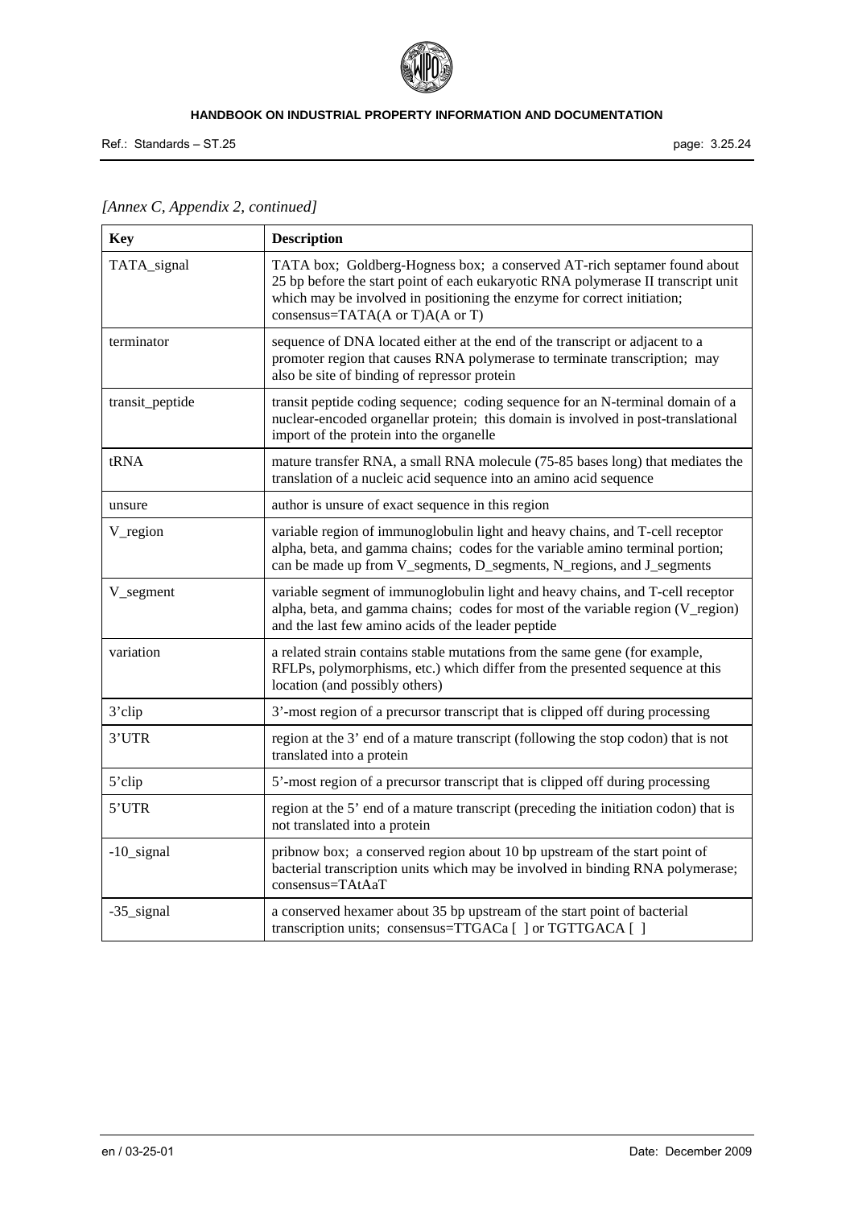*[Annex C, Appendix 2, continued]*

| Key | Description |
|---|---|
| TATA_signal | TATA box; Goldberg-Hogness box; a conserved AT-rich septamer found about 25 bp before the start point of each eukaryotic RNA polymerase II transcript unit which may be involved in positioning the enzyme for correct initiation; consensus=TATA(A or T)A(A or T) |
| terminator | sequence of DNA located either at the end of the transcript or adjacent to a promoter region that causes RNA polymerase to terminate transcription; may also be site of binding of repressor protein |
| transit_peptide | transit peptide coding sequence; coding sequence for an N-terminal domain of a nuclear-encoded organellar protein; this domain is involved in post-translational import of the protein into the organelle |
| tRNA | mature transfer RNA, a small RNA molecule (75-85 bases long) that mediates the translation of a nucleic acid sequence into an amino acid sequence |
| unsure | author is unsure of exact sequence in this region |
| V_region | variable region of immunoglobulin light and heavy chains, and T-cell receptor alpha, beta, and gamma chains; codes for the variable amino terminal portion; can be made up from V_segments, D_segments, N_regions, and J_segments |
| V_segment | variable segment of immunoglobulin light and heavy chains, and T-cell receptor alpha, beta, and gamma chains; codes for most of the variable region (V_region) and the last few amino acids of the leader peptide |
| variation | a related strain contains stable mutations from the same gene (for example, RFLPs, polymorphisms, etc.) which differ from the presented sequence at this location (and possibly others) |
| 3'clip | 3'-most region of a precursor transcript that is clipped off during processing |
| 3'UTR | region at the 3' end of a mature transcript (following the stop codon) that is not translated into a protein |
| 5'clip | 5'-most region of a precursor transcript that is clipped off during processing |
| 5'UTR | region at the 5' end of a mature transcript (preceding the initiation codon) that is not translated into a protein |
| -10_signal | pribnow box; a conserved region about 10 bp upstream of the start point of bacterial transcription units which may be involved in binding RNA polymerase; consensus=TAtAaT |
| -35_signal | a conserved hexamer about 35 bp upstream of the start point of bacterial transcription units; consensus=TTGACa [ ] or TGTTGACA [ ] |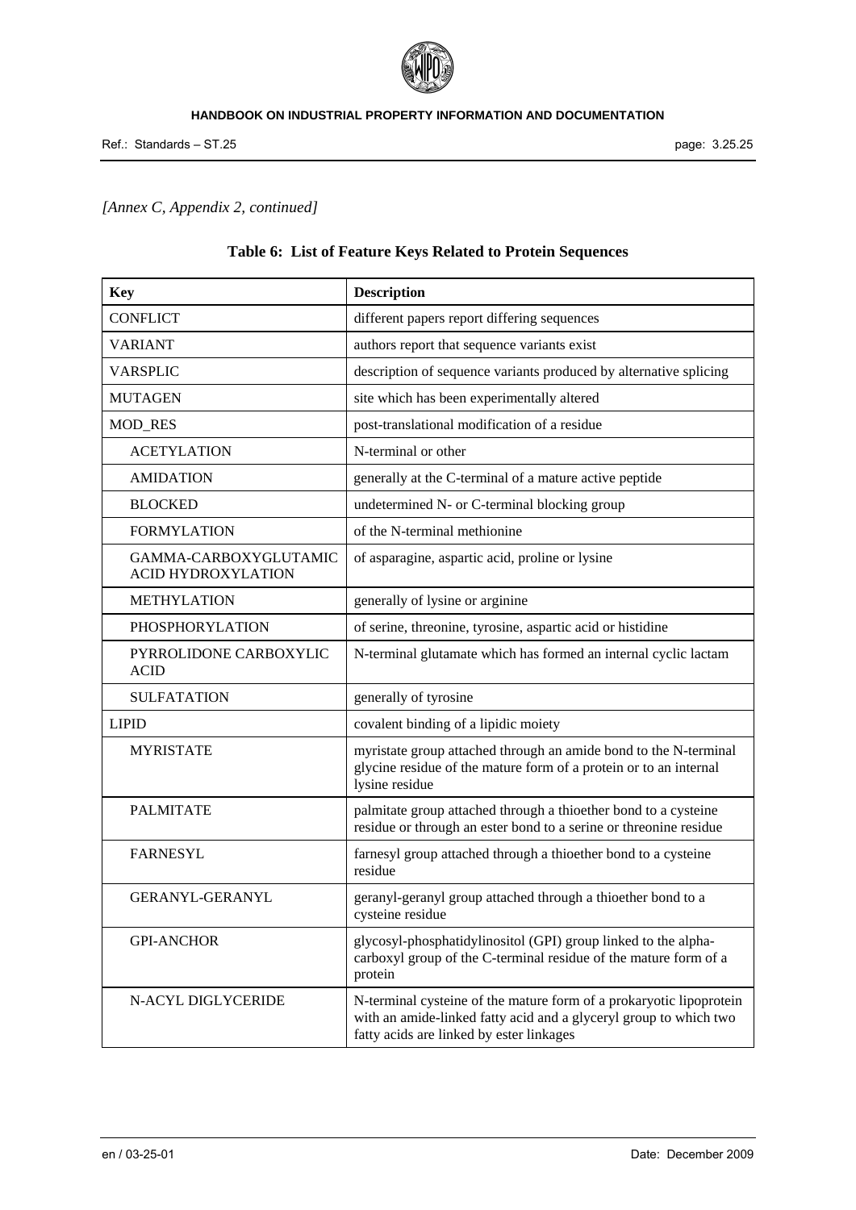*[Annex C, Appendix 2, continued]*

### Table 6: List of Feature Keys Related to Protein Sequences

| Key | Description |
|---|---|
| CONFLICT | different papers report differing sequences |
| VARIANT | authors report that sequence variants exist |
| VARSPLIC | description of sequence variants produced by alternative splicing |
| MUTAGEN | site which has been experimentally altered |
| MOD_RES | post-translational modification of a residue |
| ACETYLATION | N-terminal or other |
| AMIDATION | generally at the C-terminal of a mature active peptide |
| BLOCKED | undetermined N- or C-terminal blocking group |
| FORMYLATION | of the N-terminal methionine |
| GAMMA-CARBOXYGLUTAMIC ACID HYDROXYLATION | of asparagine, aspartic acid, proline or lysine |
| METHYLATION | generally of lysine or arginine |
| PHOSPHORYLATION | of serine, threonine, tyrosine, aspartic acid or histidine |
| PYRROLIDONE CARBOXYLIC ACID | N-terminal glutamate which has formed an internal cyclic lactam |
| SULFATATION | generally of tyrosine |
| LIPID | covalent binding of a lipidic moiety |
| MYRISTATE | myristate group attached through an amide bond to the N-terminal glycine residue of the mature form of a protein or to an internal lysine residue |
| PALMITATE | palmitate group attached through a thioether bond to a cysteine residue or through an ester bond to a serine or threonine residue |
| FARNESYL | farnesyl group attached through a thioether bond to a cysteine residue |
| GERANYL-GERANYL | geranyl-geranyl group attached through a thioether bond to a cysteine residue |
| GPI-ANCHOR | glycosyl-phosphatidylinositol (GPI) group linked to the alpha-carboxyl group of the C-terminal residue of the mature form of a protein |
| N-ACYL DIGLYCERIDE | N-terminal cysteine of the mature form of a prokaryotic lipoprotein with an amide-linked fatty acid and a glyceryl group to which two fatty acids are linked by ester linkages |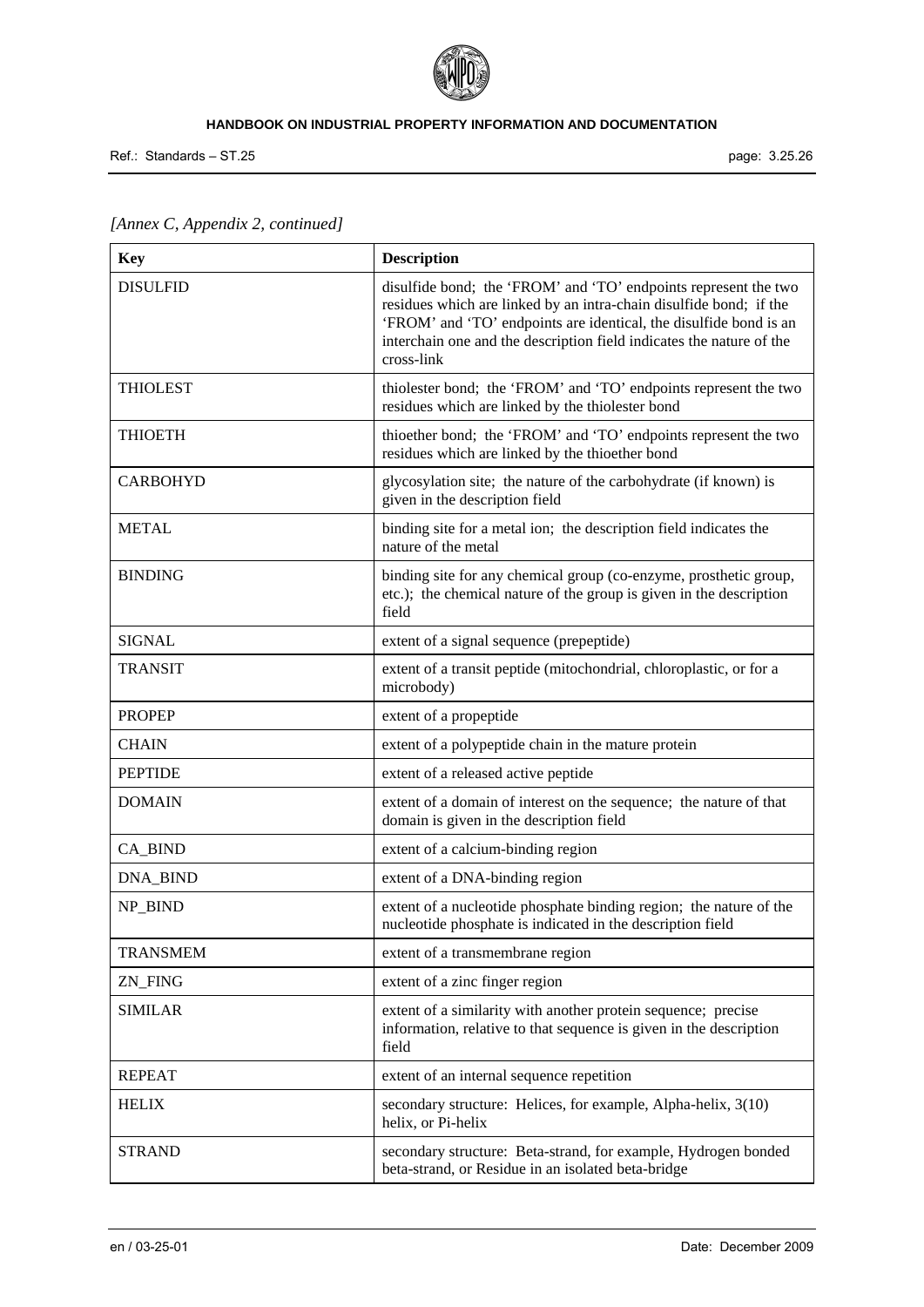*[Annex C, Appendix 2, continued]*

| Key | Description |
|---|---|
| DISULFID | disulfide bond; the 'FROM' and 'TO' endpoints represent the two residues which are linked by an intra-chain disulfide bond; if the 'FROM' and 'TO' endpoints are identical, the disulfide bond is an interchain one and the description field indicates the nature of the cross-link |
| THIOLEST | thiolester bond; the 'FROM' and 'TO' endpoints represent the two residues which are linked by the thiolester bond |
| THIOETH | thioether bond; the 'FROM' and 'TO' endpoints represent the two residues which are linked by the thioether bond |
| CARBOHYD | glycosylation site; the nature of the carbohydrate (if known) is given in the description field |
| METAL | binding site for a metal ion; the description field indicates the nature of the metal |
| BINDING | binding site for any chemical group (co-enzyme, prosthetic group, etc.); the chemical nature of the group is given in the description field |
| SIGNAL | extent of a signal sequence (prepeptide) |
| TRANSIT | extent of a transit peptide (mitochondrial, chloroplastic, or for a microbody) |
| PROPEP | extent of a propeptide |
| CHAIN | extent of a polypeptide chain in the mature protein |
| PEPTIDE | extent of a released active peptide |
| DOMAIN | extent of a domain of interest on the sequence; the nature of that domain is given in the description field |
| CA_BIND | extent of a calcium-binding region |
| DNA_BIND | extent of a DNA-binding region |
| NP_BIND | extent of a nucleotide phosphate binding region; the nature of the nucleotide phosphate is indicated in the description field |
| TRANSMEM | extent of a transmembrane region |
| ZN_FING | extent of a zinc finger region |
| SIMILAR | extent of a similarity with another protein sequence; precise information, relative to that sequence is given in the description field |
| REPEAT | extent of an internal sequence repetition |
| HELIX | secondary structure: Helices, for example, Alpha-helix, 3(10) helix, or Pi-helix |
| STRAND | secondary structure: Beta-strand, for example, Hydrogen bonded beta-strand, or Residue in an isolated beta-bridge |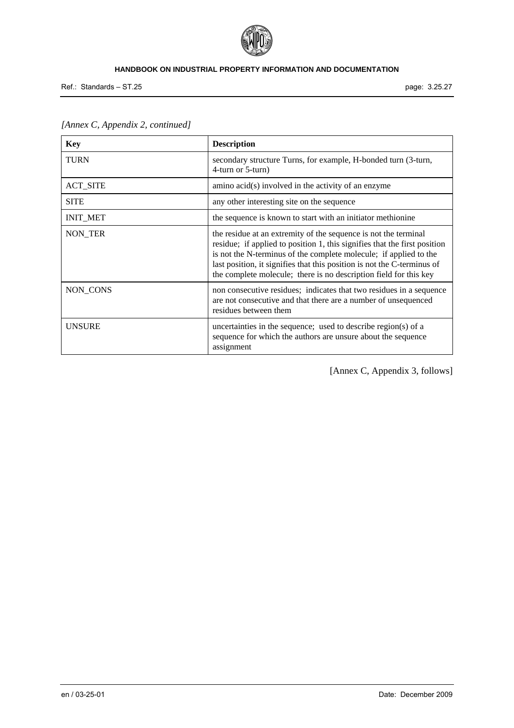*[Annex C, Appendix 2, continued]*

| **Key** | **Description** |
|---|---|
| TURN | secondary structure Turns, for example, H-bonded turn (3-turn, 4-turn or 5-turn) |
| ACT_SITE | amino acid(s) involved in the activity of an enzyme |
| SITE | any other interesting site on the sequence |
| INIT_MET | the sequence is known to start with an initiator methionine |
| NON_TER | the residue at an extremity of the sequence is not the terminal residue; if applied to position 1, this signifies that the first position is not the N-terminus of the complete molecule; if applied to the last position, it signifies that this position is not the C-terminus of the complete molecule; there is no description field for this key |
| NON_CONS | non consecutive residues; indicates that two residues in a sequence are not consecutive and that there are a number of unsequenced residues between them |
| UNSURE | uncertainties in the sequence; used to describe region(s) of a sequence for which the authors are unsure about the sequence assignment |

[Annex C, Appendix 3, follows]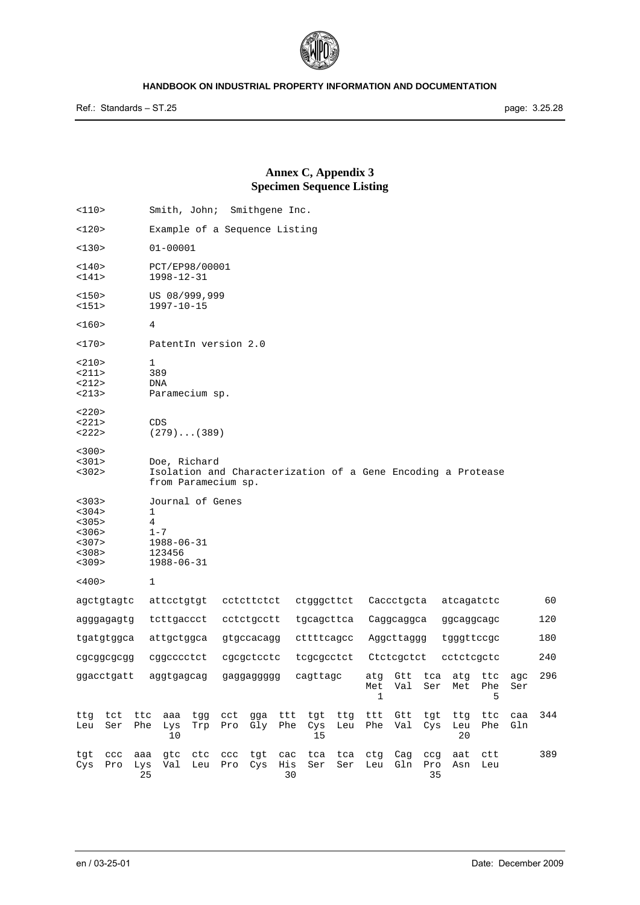## Annex C, Appendix 3
## Specimen Sequence Listing

```
<110>      Smith, John;  Smithgene Inc.

<120>      Example of a Sequence Listing

<130>      01-00001

<140>      PCT/EP98/00001
<141>      1998-12-31

<150>      US 08/999,999
<151>      1997-10-15

<160>      4

<170>      PatentIn version 2.0

<210>      1
<211>      389
<212>      DNA
<213>      Paramecium sp.

<220>
<221>      CDS
<222>      (279)...(389)

<300>
<301>      Doe, Richard
<302>      Isolation and Characterization of a Gene Encoding a Protease
           from Paramecium sp.

<303>      Journal of Genes
<304>      1
<305>      4
<306>      1-7
<307>      1988-06-31
<308>      123456
<309>      1988-06-31

<400>      1

agctgtagtc  attcctgtgt  cctcttctct  ctgggcttct  Caccctgcta  atcagatctc      60

agggagagtg  tcttgaccct  cctctgcctt  tgcagcttca  Caggcaggca  ggcaggcagc     120

tgatgtggca  attgctggca  gtgccacagg  cttttcagcc  Aggcttaggg  tgggttccgc     180

cgcggcgcgg  cggcccctct  cgcgctcctc  tcgcgcctct  Ctctcgctct  cctctcgctc     240

ggacctgatt  aggtgagcag  gaggaggggg  cagttagc    atg Gtt tca atg ttc agc    296
                                                Met Val Ser Met Phe Ser
                                                  1               5

ttg tct ttc aaa tgg cct gga ttt tgt ttg ttt Gtt tgt ttg ttc caa            344
Leu Ser Phe Lys Trp Pro Gly Phe Cys Leu Phe Val Cys Leu Phe Gln
             10                  15                  20

tgt ccc aaa gtc ctc ccc tgt cac tca tca ctg Cag ccg aat ctt                389
Cys Pro Lys Val Leu Pro Cys His Ser Ser Leu Gln Pro Asn Leu
         25                  30                  35
```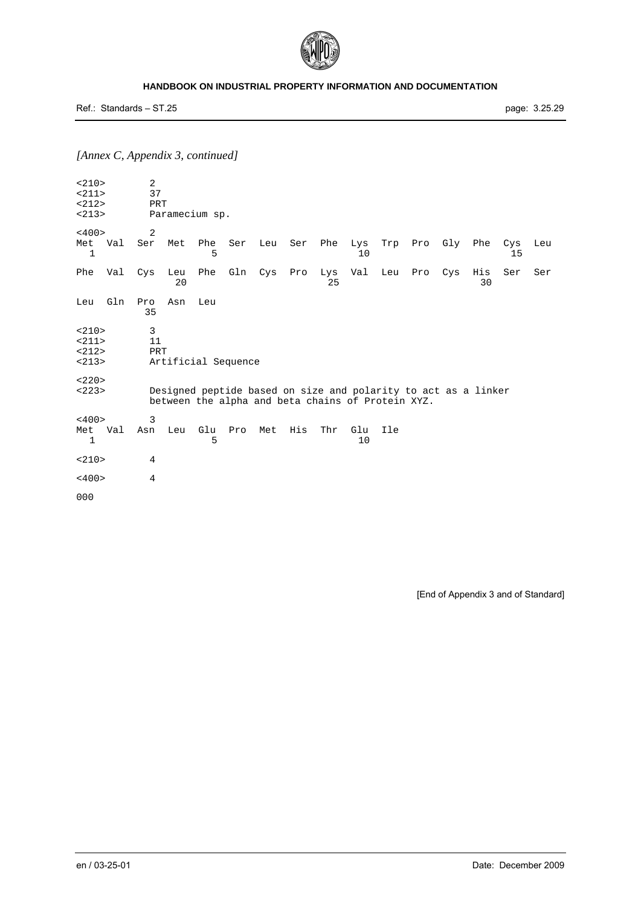*[Annex C, Appendix 3, continued]*

```
<210>       2
<211>       37
<212>       PRT
<213>       Paramecium sp.

<400>       2
Met  Val  Ser  Met  Phe  Ser  Leu  Ser  Phe  Lys  Trp  Pro  Gly  Phe  Cys  Leu
 1                   5                        10                        15

Phe  Val  Cys  Leu  Phe  Gln  Cys  Pro  Lys  Val  Leu  Pro  Cys  His  Ser  Ser
               20                        25                        30

Leu  Gln  Pro  Asn  Leu
           35

<210>       3
<211>       11
<212>       PRT
<213>       Artificial Sequence

<220>
<223>       Designed peptide based on size and polarity to act as a linker
            between the alpha and beta chains of Protein XYZ.

<400>       3
Met  Val  Asn  Leu  Glu  Pro  Met  His  Thr  Glu  Ile
 1                   5                        10

<210>       4

<400>       4

000
```

[End of Appendix 3 and of Standard]